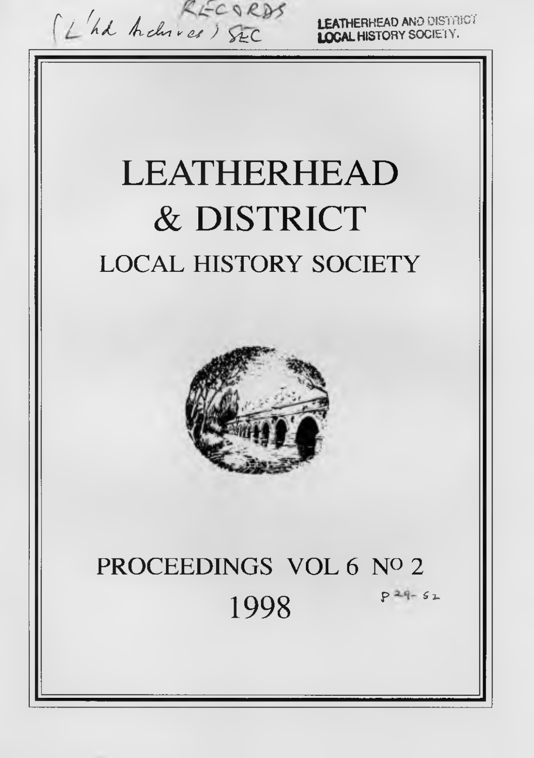RECORDS
(L'hd Archives) SEC

LEATHERHEAD AND DISTRICT
LOCAL HISTORY SOCIETY.

# LEATHERHEAD & DISTRICT

## LOCAL HISTORY SOCIETY

PROCEEDINGS VOL 6 No 2

1998

p 29-52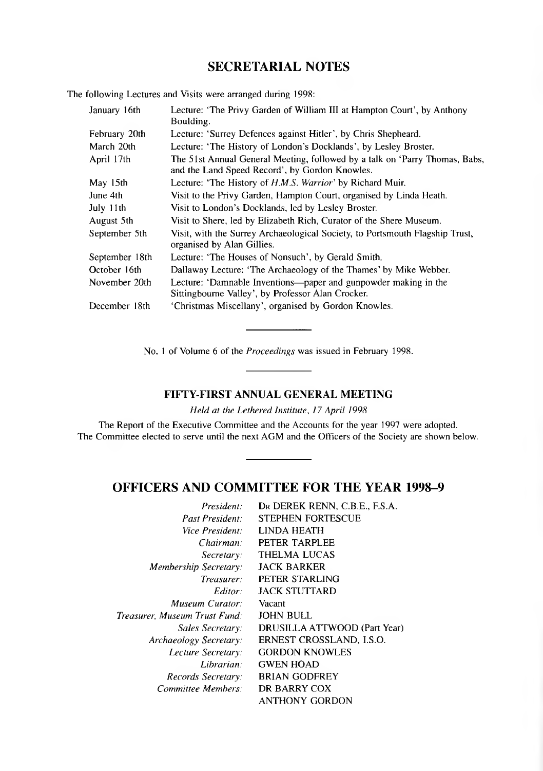## SECRETARIAL NOTES

The following Lectures and Visits were arranged during 1998:

| | |
|---|---|
| January 16th | Lecture: 'The Privy Garden of William III at Hampton Court', by Anthony Boulding. |
| February 20th | Lecture: 'Surrey Defences against Hitler', by Chris Shepheard. |
| March 20th | Lecture: 'The History of London's Docklands', by Lesley Broster. |
| April 17th | The 51st Annual General Meeting, followed by a talk on 'Parry Thomas, Babs, and the Land Speed Record', by Gordon Knowles. |
| May 15th | Lecture: 'The History of *H.M.S. Warrior*' by Richard Muir. |
| June 4th | Visit to the Privy Garden, Hampton Court, organised by Linda Heath. |
| July 11th | Visit to London's Docklands, led by Lesley Broster. |
| August 5th | Visit to Shere, led by Elizabeth Rich, Curator of the Shere Museum. |
| September 5th | Visit, with the Surrey Archaeological Society, to Portsmouth Flagship Trust, organised by Alan Gillies. |
| September 18th | Lecture: 'The Houses of Nonsuch', by Gerald Smith. |
| October 16th | Dallaway Lecture: 'The Archaeology of the Thames' by Mike Webber. |
| November 20th | Lecture: 'Damnable Inventions—paper and gunpowder making in the Sittingbourne Valley', by Professor Alan Crocker. |
| December 18th | 'Christmas Miscellany', organised by Gordon Knowles. |

---

No. 1 of Volume 6 of the *Proceedings* was issued in February 1998.

---

### FIFTY-FIRST ANNUAL GENERAL MEETING

*Held at the Lethered Institute, 17 April 1998*

The Report of the Executive Committee and the Accounts for the year 1997 were adopted.
The Committee elected to serve until the next AGM and the Officers of the Society are shown below.

---

## OFFICERS AND COMMITTEE FOR THE YEAR 1998–9

| | |
|---|---|
| *President:* | DR DEREK RENN, C.B.E., F.S.A. |
| *Past President:* | STEPHEN FORTESCUE |
| *Vice President:* | LINDA HEATH |
| *Chairman:* | PETER TARPLEE |
| *Secretary:* | THELMA LUCAS |
| *Membership Secretary:* | JACK BARKER |
| *Treasurer:* | PETER STARLING |
| *Editor:* | JACK STUTTARD |
| *Museum Curator:* | Vacant |
| *Treasurer, Museum Trust Fund:* | JOHN BULL |
| *Sales Secretary:* | DRUSILLA ATTWOOD (Part Year) |
| *Archaeology Secretary:* | ERNEST CROSSLAND, I.S.O. |
| *Lecture Secretary:* | GORDON KNOWLES |
| *Librarian:* | GWEN HOAD |
| *Records Secretary:* | BRIAN GODFREY |
| *Committee Members:* | DR BARRY COX |
| | ANTHONY GORDON |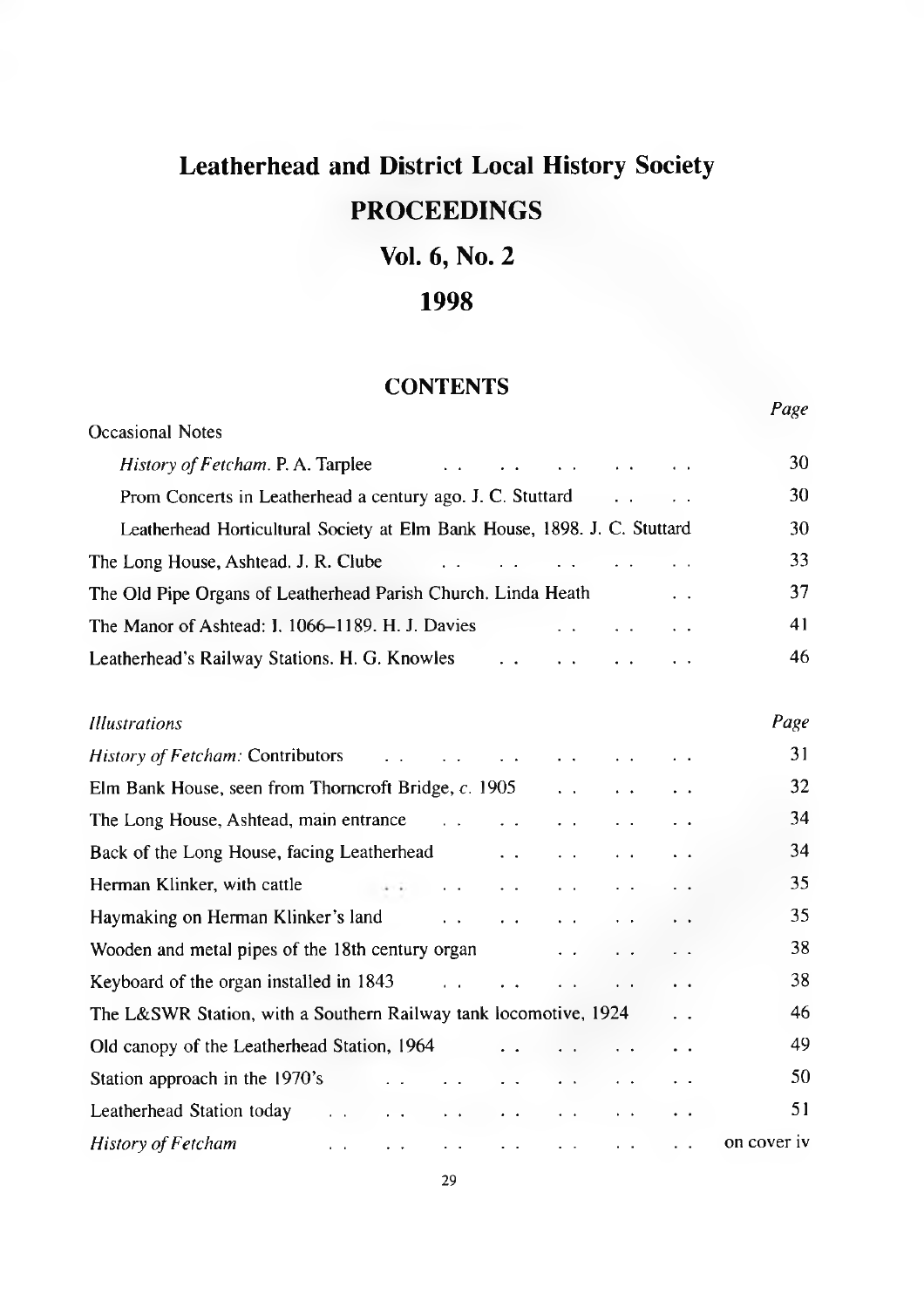# Leatherhead and District Local History Society

## PROCEEDINGS

## Vol. 6, No. 2

## 1998

### CONTENTS

| | Page |
|---|---|
| Occasional Notes | |
| *History of Fetcham*. P. A. Tarplee | 30 |
| Prom Concerts in Leatherhead a century ago. J. C. Stuttard | 30 |
| Leatherhead Horticultural Society at Elm Bank House, 1898. J. C. Stuttard | 30 |
| The Long House, Ashtead. J. R. Clube | 33 |
| The Old Pipe Organs of Leatherhead Parish Church. Linda Heath | 37 |
| The Manor of Ashtead: I. 1066–1189. H. J. Davies | 41 |
| Leatherhead's Railway Stations. H. G. Knowles | 46 |

| *Illustrations* | *Page* |
|---|---|
| *History of Fetcham:* Contributors | 31 |
| Elm Bank House, seen from Thorncroft Bridge, *c.* 1905 | 32 |
| The Long House, Ashtead, main entrance | 34 |
| Back of the Long House, facing Leatherhead | 34 |
| Herman Klinker, with cattle | 35 |
| Haymaking on Herman Klinker's land | 35 |
| Wooden and metal pipes of the 18th century organ | 38 |
| Keyboard of the organ installed in 1843 | 38 |
| The L&SWR Station, with a Southern Railway tank locomotive, 1924 | 46 |
| Old canopy of the Leatherhead Station, 1964 | 49 |
| Station approach in the 1970's | 50 |
| Leatherhead Station today | 51 |
| *History of Fetcham* | on cover iv |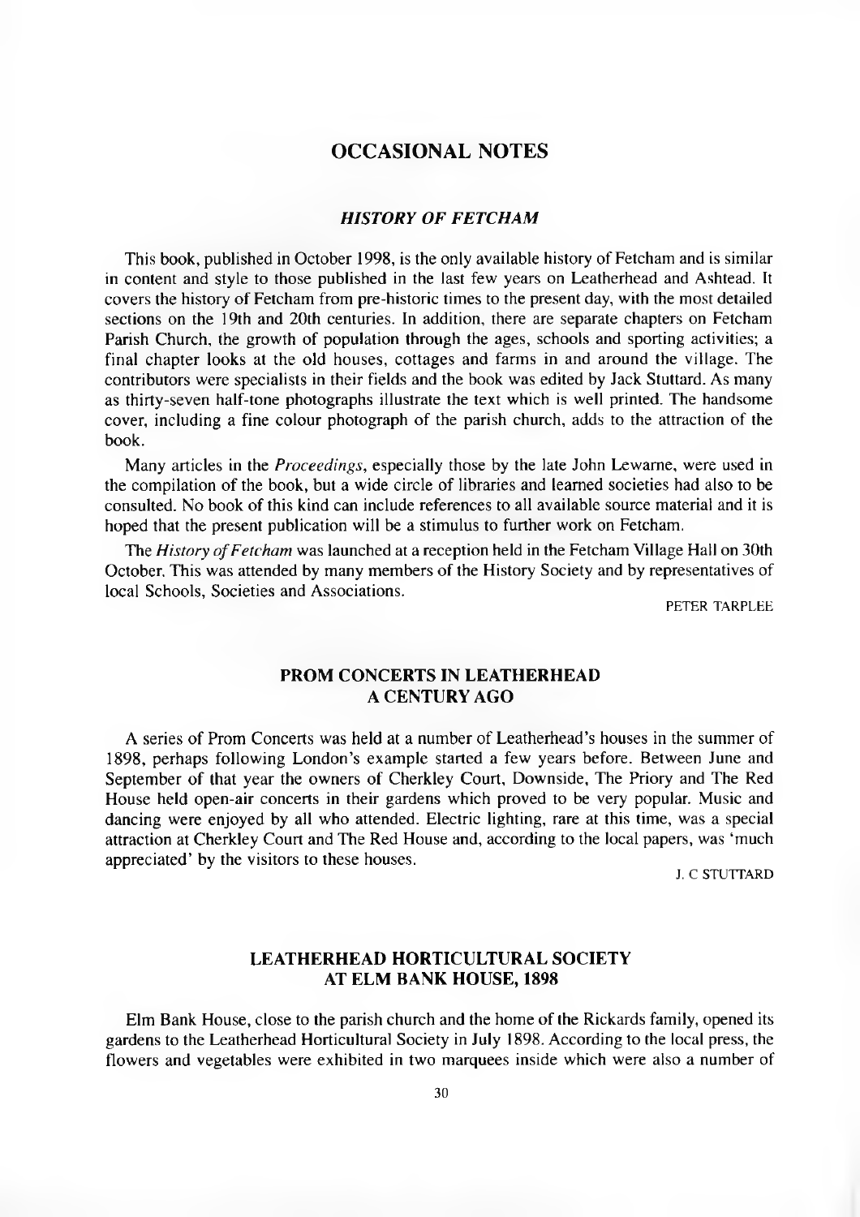# OCCASIONAL NOTES

## *HISTORY OF FETCHAM*

This book, published in October 1998, is the only available history of Fetcham and is similar in content and style to those published in the last few years on Leatherhead and Ashtead. It covers the history of Fetcham from pre-historic times to the present day, with the most detailed sections on the 19th and 20th centuries. In addition, there are separate chapters on Fetcham Parish Church, the growth of population through the ages, schools and sporting activities; a final chapter looks at the old houses, cottages and farms in and around the village. The contributors were specialists in their fields and the book was edited by Jack Stuttard. As many as thirty-seven half-tone photographs illustrate the text which is well printed. The handsome cover, including a fine colour photograph of the parish church, adds to the attraction of the book.

Many articles in the *Proceedings*, especially those by the late John Lewarne, were used in the compilation of the book, but a wide circle of libraries and learned societies had also to be consulted. No book of this kind can include references to all available source material and it is hoped that the present publication will be a stimulus to further work on Fetcham.

The *History of Fetcham* was launched at a reception held in the Fetcham Village Hall on 30th October. This was attended by many members of the History Society and by representatives of local Schools, Societies and Associations.

PETER TARPLEE

## PROM CONCERTS IN LEATHERHEAD A CENTURY AGO

A series of Prom Concerts was held at a number of Leatherhead's houses in the summer of 1898, perhaps following London's example started a few years before. Between June and September of that year the owners of Cherkley Court, Downside, The Priory and The Red House held open-air concerts in their gardens which proved to be very popular. Music and dancing were enjoyed by all who attended. Electric lighting, rare at this time, was a special attraction at Cherkley Court and The Red House and, according to the local papers, was 'much appreciated' by the visitors to these houses.

J. C STUTTARD

## LEATHERHEAD HORTICULTURAL SOCIETY AT ELM BANK HOUSE, 1898

Elm Bank House, close to the parish church and the home of the Rickards family, opened its gardens to the Leatherhead Horticultural Society in July 1898. According to the local press, the flowers and vegetables were exhibited in two marquees inside which were also a number of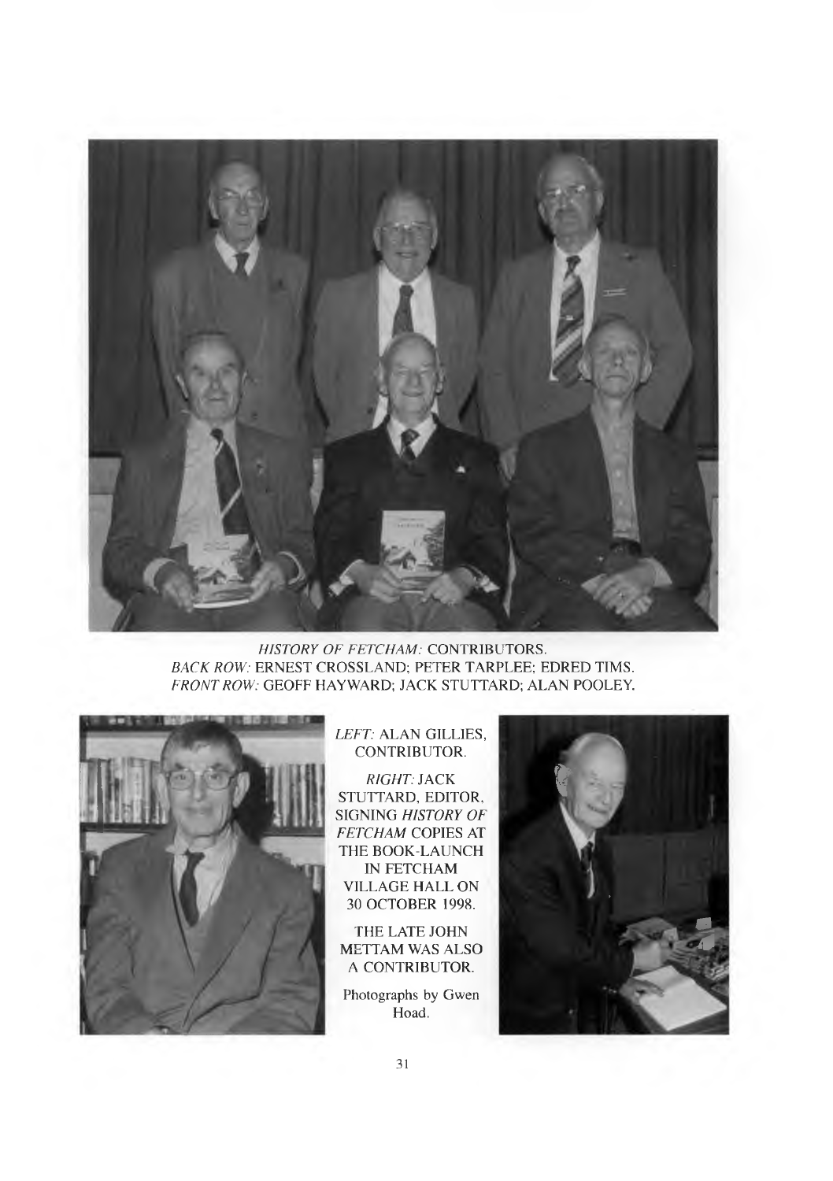*HISTORY OF FETCHAM:* CONTRIBUTORS.
*BACK ROW:* ERNEST CROSSLAND; PETER TARPLEE; EDRED TIMS.
*FRONT ROW:* GEOFF HAYWARD; JACK STUTTARD; ALAN POOLEY.

*LEFT:* ALAN GILLIES, CONTRIBUTOR.

*RIGHT:* JACK STUTTARD, EDITOR, SIGNING *HISTORY OF FETCHAM* COPIES AT THE BOOK-LAUNCH IN FETCHAM VILLAGE HALL ON 30 OCTOBER 1998.

THE LATE JOHN METTAM WAS ALSO A CONTRIBUTOR.

Photographs by Gwen Hoad.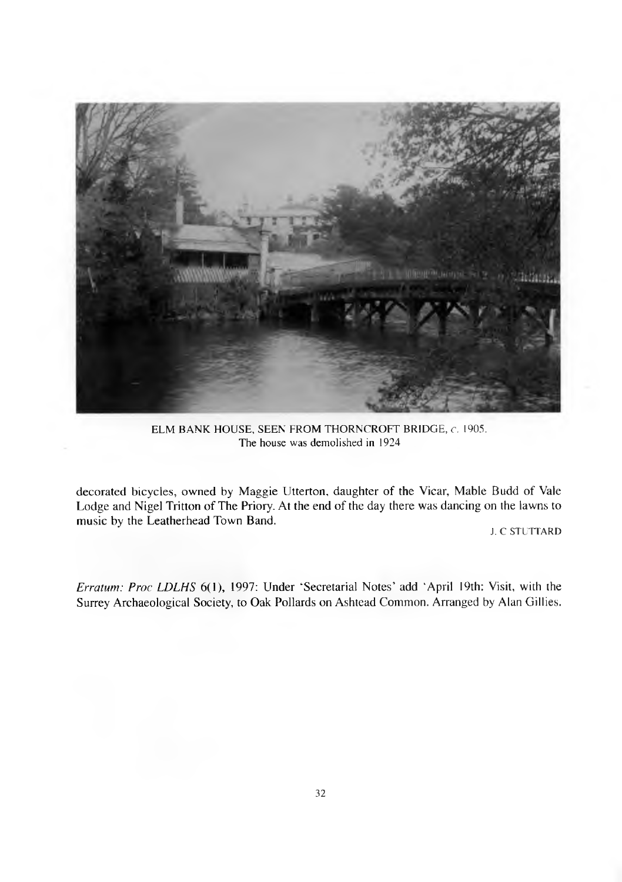ELM BANK HOUSE, SEEN FROM THORNCROFT BRIDGE, *c.* 1905.
The house was demolished in 1924

decorated bicycles, owned by Maggie Utterton, daughter of the Vicar, Mable Budd of Vale Lodge and Nigel Tritton of The Priory. At the end of the day there was dancing on the lawns to music by the Leatherhead Town Band.

J. C STUTTARD

*Erratum: Proc LDLHS* 6(1), 1997: Under 'Secretarial Notes' add 'April 19th: Visit, with the Surrey Archaeological Society, to Oak Pollards on Ashtead Common. Arranged by Alan Gillies.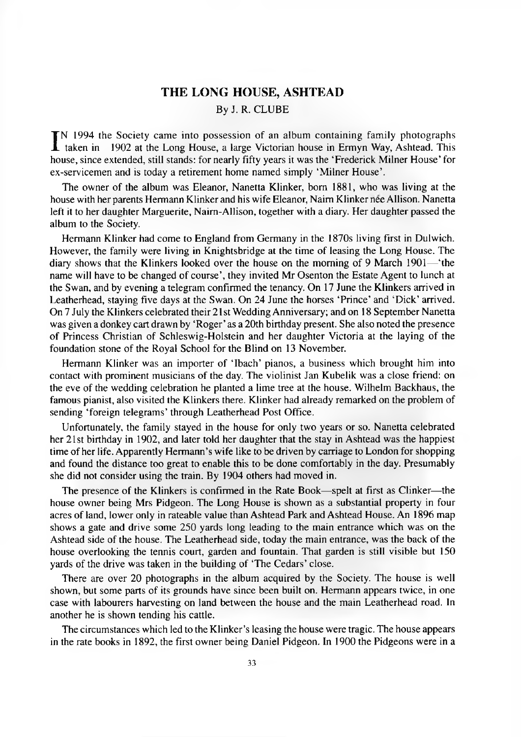# THE LONG HOUSE, ASHTEAD

By J. R. CLUBE

IN 1994 the Society came into possession of an album containing family photographs taken in 1902 at the Long House, a large Victorian house in Ermyn Way, Ashtead. This house, since extended, still stands: for nearly fifty years it was the 'Frederick Milner House' for ex-servicemen and is today a retirement home named simply 'Milner House'.

The owner of the album was Eleanor, Nanetta Klinker, born 1881, who was living at the house with her parents Hermann Klinker and his wife Eleanor, Nairn Klinker née Allison. Nanetta left it to her daughter Marguerite, Nairn-Allison, together with a diary. Her daughter passed the album to the Society.

Hermann Klinker had come to England from Germany in the 1870s living first in Dulwich. However, the family were living in Knightsbridge at the time of leasing the Long House. The diary shows that the Klinkers looked over the house on the morning of 9 March 1901—'the name will have to be changed of course', they invited Mr Osenton the Estate Agent to lunch at the Swan, and by evening a telegram confirmed the tenancy. On 17 June the Klinkers arrived in Leatherhead, staying five days at the Swan. On 24 June the horses 'Prince' and 'Dick' arrived. On 7 July the Klinkers celebrated their 21st Wedding Anniversary; and on 18 September Nanetta was given a donkey cart drawn by 'Roger' as a 20th birthday present. She also noted the presence of Princess Christian of Schleswig-Holstein and her daughter Victoria at the laying of the foundation stone of the Royal School for the Blind on 13 November.

Hermann Klinker was an importer of 'Ibach' pianos, a business which brought him into contact with prominent musicians of the day. The violinist Jan Kubelik was a close friend: on the eve of the wedding celebration he planted a lime tree at the house. Wilhelm Backhaus, the famous pianist, also visited the Klinkers there. Klinker had already remarked on the problem of sending 'foreign telegrams' through Leatherhead Post Office.

Unfortunately, the family stayed in the house for only two years or so. Nanetta celebrated her 21st birthday in 1902, and later told her daughter that the stay in Ashtead was the happiest time of her life. Apparently Hermann's wife like to be driven by carriage to London for shopping and found the distance too great to enable this to be done comfortably in the day. Presumably she did not consider using the train. By 1904 others had moved in.

The presence of the Klinkers is confirmed in the Rate Book—spelt at first as Clinker—the house owner being Mrs Pidgeon. The Long House is shown as a substantial property in four acres of land, lower only in rateable value than Ashtead Park and Ashtead House. An 1896 map shows a gate and drive some 250 yards long leading to the main entrance which was on the Ashtead side of the house. The Leatherhead side, today the main entrance, was the back of the house overlooking the tennis court, garden and fountain. That garden is still visible but 150 yards of the drive was taken in the building of 'The Cedars' close.

There are over 20 photographs in the album acquired by the Society. The house is well shown, but some parts of its grounds have since been built on. Hermann appears twice, in one case with labourers harvesting on land between the house and the main Leatherhead road. In another he is shown tending his cattle.

The circumstances which led to the Klinker's leasing the house were tragic. The house appears in the rate books in 1892, the first owner being Daniel Pidgeon. In 1900 the Pidgeons were in a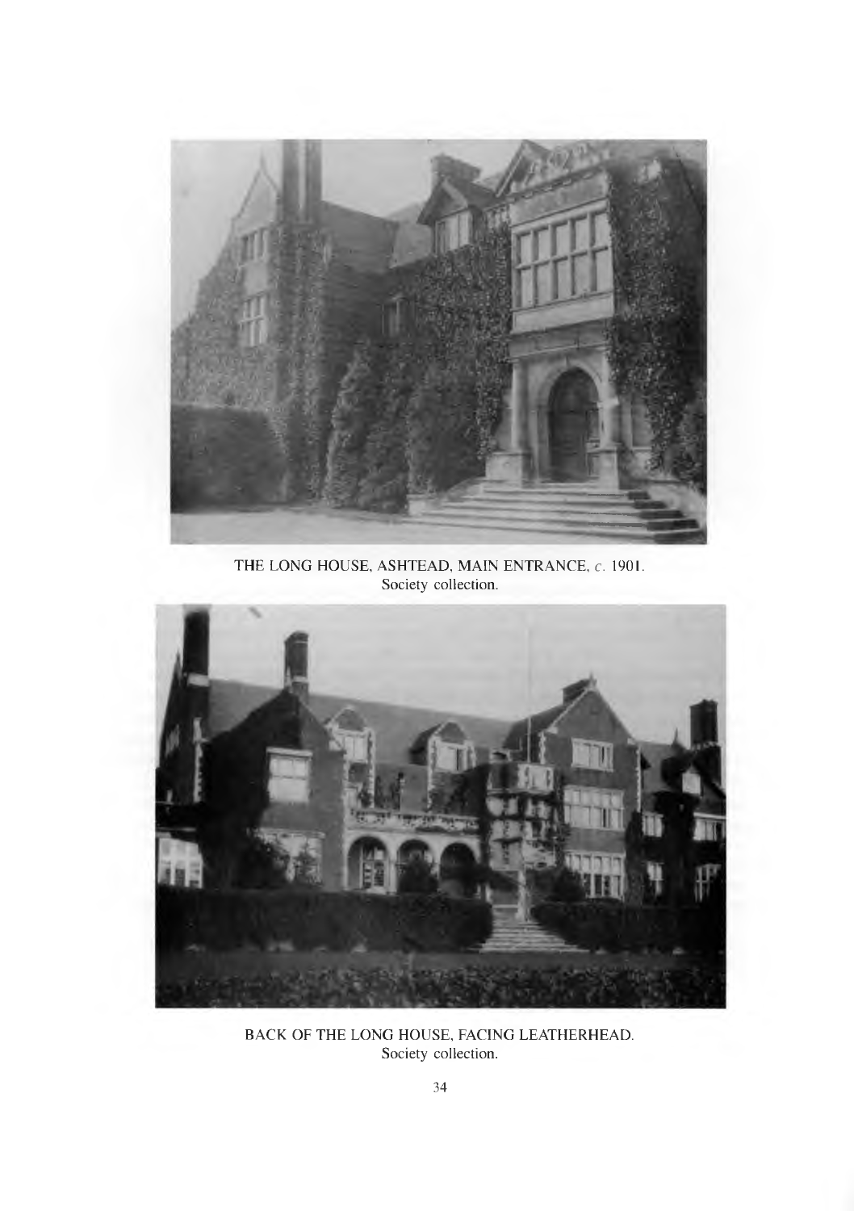THE LONG HOUSE, ASHTEAD, MAIN ENTRANCE, *c.* 1901.
Society collection.

BACK OF THE LONG HOUSE, FACING LEATHERHEAD.
Society collection.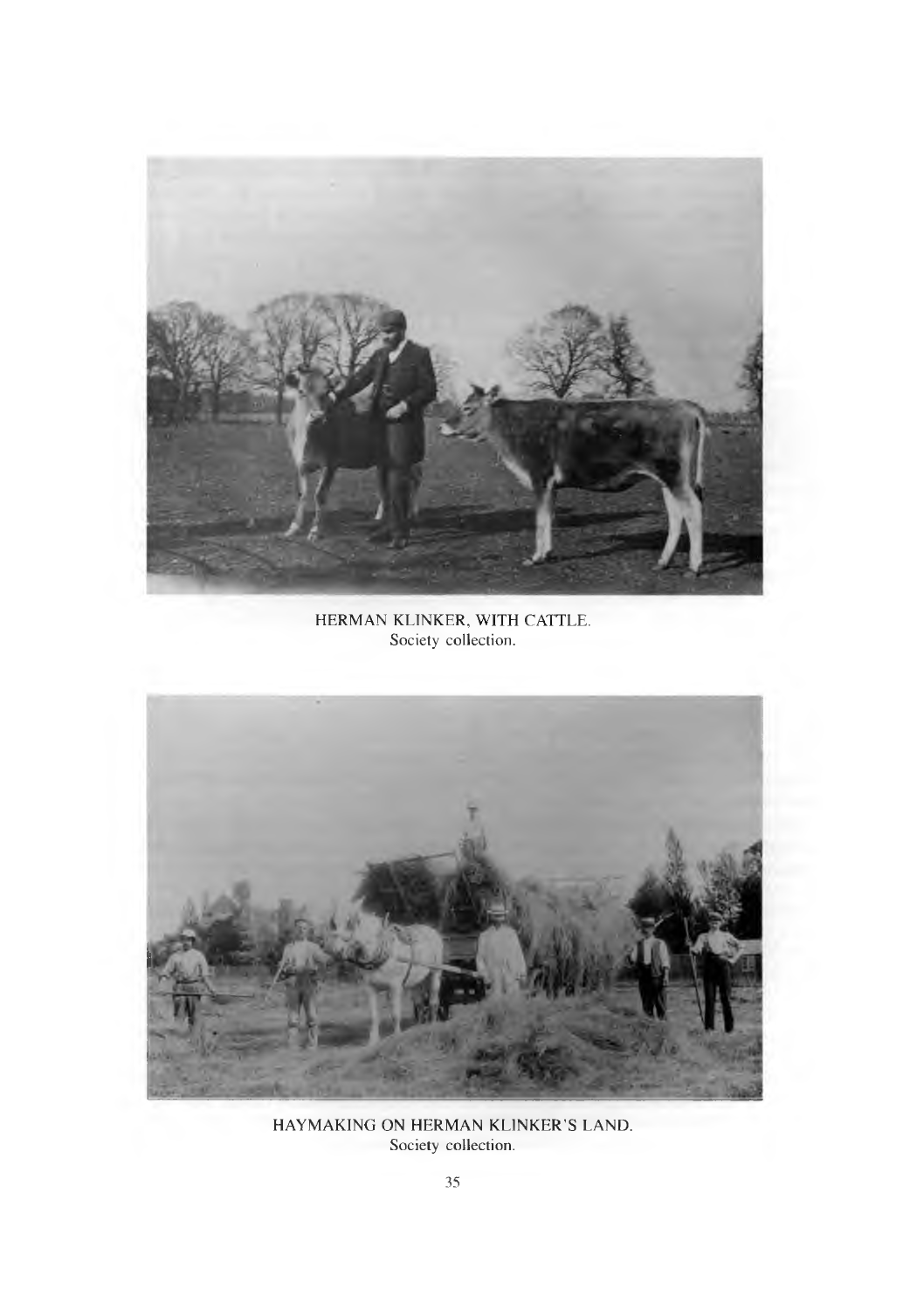HERMAN KLINKER, WITH CATTLE.
Society collection.

HAYMAKING ON HERMAN KLINKER'S LAND.
Society collection.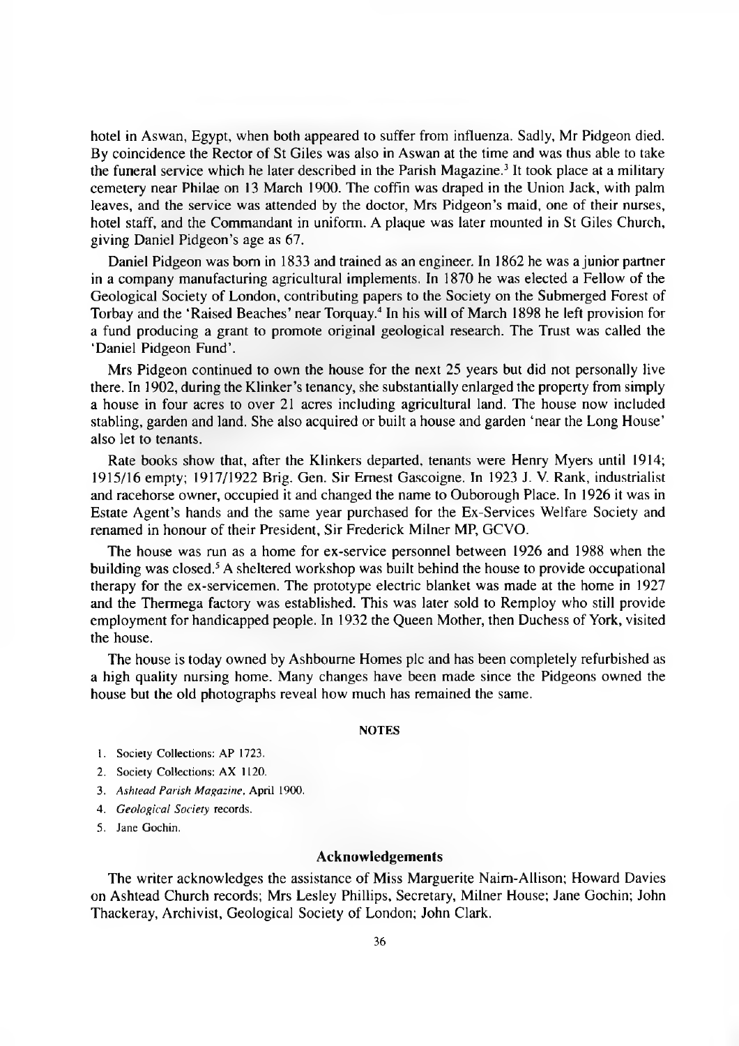hotel in Aswan, Egypt, when both appeared to suffer from influenza. Sadly, Mr Pidgeon died. By coincidence the Rector of St Giles was also in Aswan at the time and was thus able to take the funeral service which he later described in the Parish Magazine.[3] It took place at a military cemetery near Philae on 13 March 1900. The coffin was draped in the Union Jack, with palm leaves, and the service was attended by the doctor, Mrs Pidgeon's maid, one of their nurses, hotel staff, and the Commandant in uniform. A plaque was later mounted in St Giles Church, giving Daniel Pidgeon's age as 67.

Daniel Pidgeon was born in 1833 and trained as an engineer. In 1862 he was a junior partner in a company manufacturing agricultural implements. In 1870 he was elected a Fellow of the Geological Society of London, contributing papers to the Society on the Submerged Forest of Torbay and the 'Raised Beaches' near Torquay.[4] In his will of March 1898 he left provision for a fund producing a grant to promote original geological research. The Trust was called the 'Daniel Pidgeon Fund'.

Mrs Pidgeon continued to own the house for the next 25 years but did not personally live there. In 1902, during the Klinker's tenancy, she substantially enlarged the property from simply a house in four acres to over 21 acres including agricultural land. The house now included stabling, garden and land. She also acquired or built a house and garden 'near the Long House' also let to tenants.

Rate books show that, after the Klinkers departed, tenants were Henry Myers until 1914; 1915/16 empty; 1917/1922 Brig. Gen. Sir Ernest Gascoigne. In 1923 J. V. Rank, industrialist and racehorse owner, occupied it and changed the name to Ouborough Place. In 1926 it was in Estate Agent's hands and the same year purchased for the Ex-Services Welfare Society and renamed in honour of their President, Sir Frederick Milner MP, GCVO.

The house was run as a home for ex-service personnel between 1926 and 1988 when the building was closed.[5] A sheltered workshop was built behind the house to provide occupational therapy for the ex-servicemen. The prototype electric blanket was made at the home in 1927 and the Thermega factory was established. This was later sold to Remploy who still provide employment for handicapped people. In 1932 the Queen Mother, then Duchess of York, visited the house.

The house is today owned by Ashbourne Homes plc and has been completely refurbished as a high quality nursing home. Many changes have been made since the Pidgeons owned the house but the old photographs reveal how much has remained the same.

## NOTES

1. Society Collections: AP 1723.
2. Society Collections: AX 1120.
3. *Ashtead Parish Magazine*, April 1900.
4. *Geological Society* records.
5. Jane Gochin.

## Acknowledgements

The writer acknowledges the assistance of Miss Marguerite Nairn-Allison; Howard Davies on Ashtead Church records; Mrs Lesley Phillips, Secretary, Milner House; Jane Gochin; John Thackeray, Archivist, Geological Society of London; John Clark.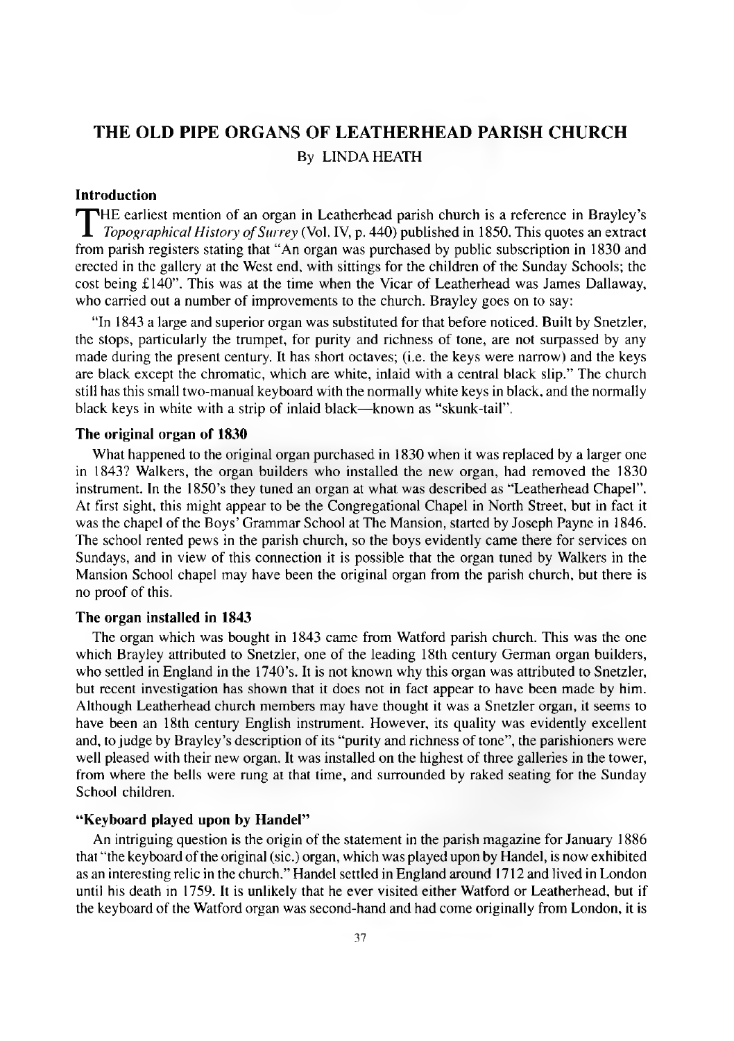# THE OLD PIPE ORGANS OF LEATHERHEAD PARISH CHURCH

By LINDA HEATH

### Introduction

THE earliest mention of an organ in Leatherhead parish church is a reference in Brayley's *Topographical History of Surrey* (Vol. IV, p. 440) published in 1850. This quotes an extract from parish registers stating that "An organ was purchased by public subscription in 1830 and erected in the gallery at the West end, with sittings for the children of the Sunday Schools; the cost being £140". This was at the time when the Vicar of Leatherhead was James Dallaway, who carried out a number of improvements to the church. Brayley goes on to say:

"In 1843 a large and superior organ was substituted for that before noticed. Built by Snetzler, the stops, particularly the trumpet, for purity and richness of tone, are not surpassed by any made during the present century. It has short octaves; (i.e. the keys were narrow) and the keys are black except the chromatic, which are white, inlaid with a central black slip." The church still has this small two-manual keyboard with the normally white keys in black, and the normally black keys in white with a strip of inlaid black—known as "skunk-tail".

### The original organ of 1830

What happened to the original organ purchased in 1830 when it was replaced by a larger one in 1843? Walkers, the organ builders who installed the new organ, had removed the 1830 instrument. In the 1850's they tuned an organ at what was described as "Leatherhead Chapel". At first sight, this might appear to be the Congregational Chapel in North Street, but in fact it was the chapel of the Boys' Grammar School at The Mansion, started by Joseph Payne in 1846. The school rented pews in the parish church, so the boys evidently came there for services on Sundays, and in view of this connection it is possible that the organ tuned by Walkers in the Mansion School chapel may have been the original organ from the parish church, but there is no proof of this.

### The organ installed in 1843

The organ which was bought in 1843 came from Watford parish church. This was the one which Brayley attributed to Snetzler, one of the leading 18th century German organ builders, who settled in England in the 1740's. It is not known why this organ was attributed to Snetzler, but recent investigation has shown that it does not in fact appear to have been made by him. Although Leatherhead church members may have thought it was a Snetzler organ, it seems to have been an 18th century English instrument. However, its quality was evidently excellent and, to judge by Brayley's description of its "purity and richness of tone", the parishioners were well pleased with their new organ. It was installed on the highest of three galleries in the tower, from where the bells were rung at that time, and surrounded by raked seating for the Sunday School children.

### "Keyboard played upon by Handel"

An intriguing question is the origin of the statement in the parish magazine for January 1886 that "the keyboard of the original (sic.) organ, which was played upon by Handel, is now exhibited as an interesting relic in the church." Handel settled in England around 1712 and lived in London until his death in 1759. It is unlikely that he ever visited either Watford or Leatherhead, but if the keyboard of the Watford organ was second-hand and had come originally from London, it is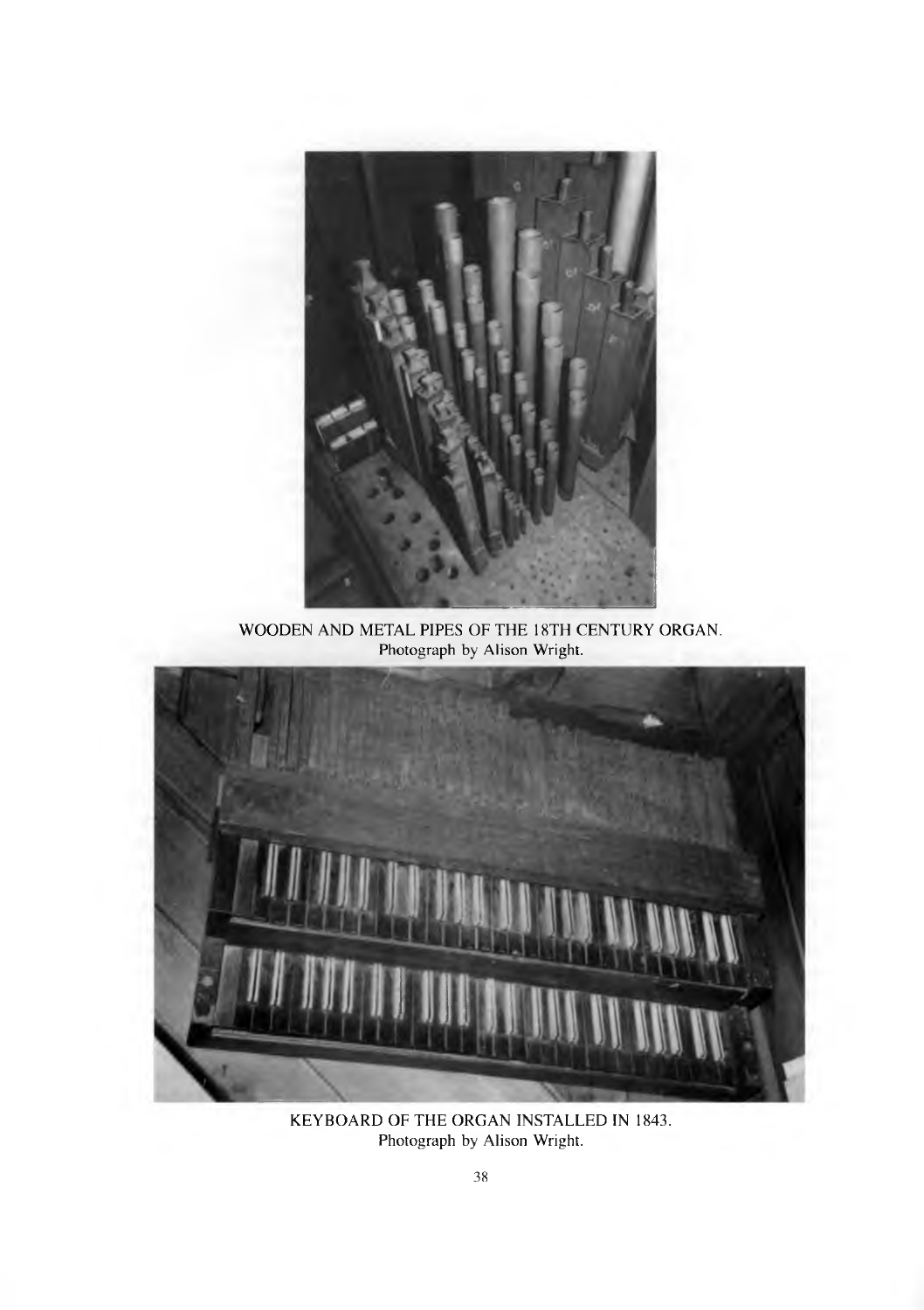WOODEN AND METAL PIPES OF THE 18TH CENTURY ORGAN.
Photograph by Alison Wright.

KEYBOARD OF THE ORGAN INSTALLED IN 1843.
Photograph by Alison Wright.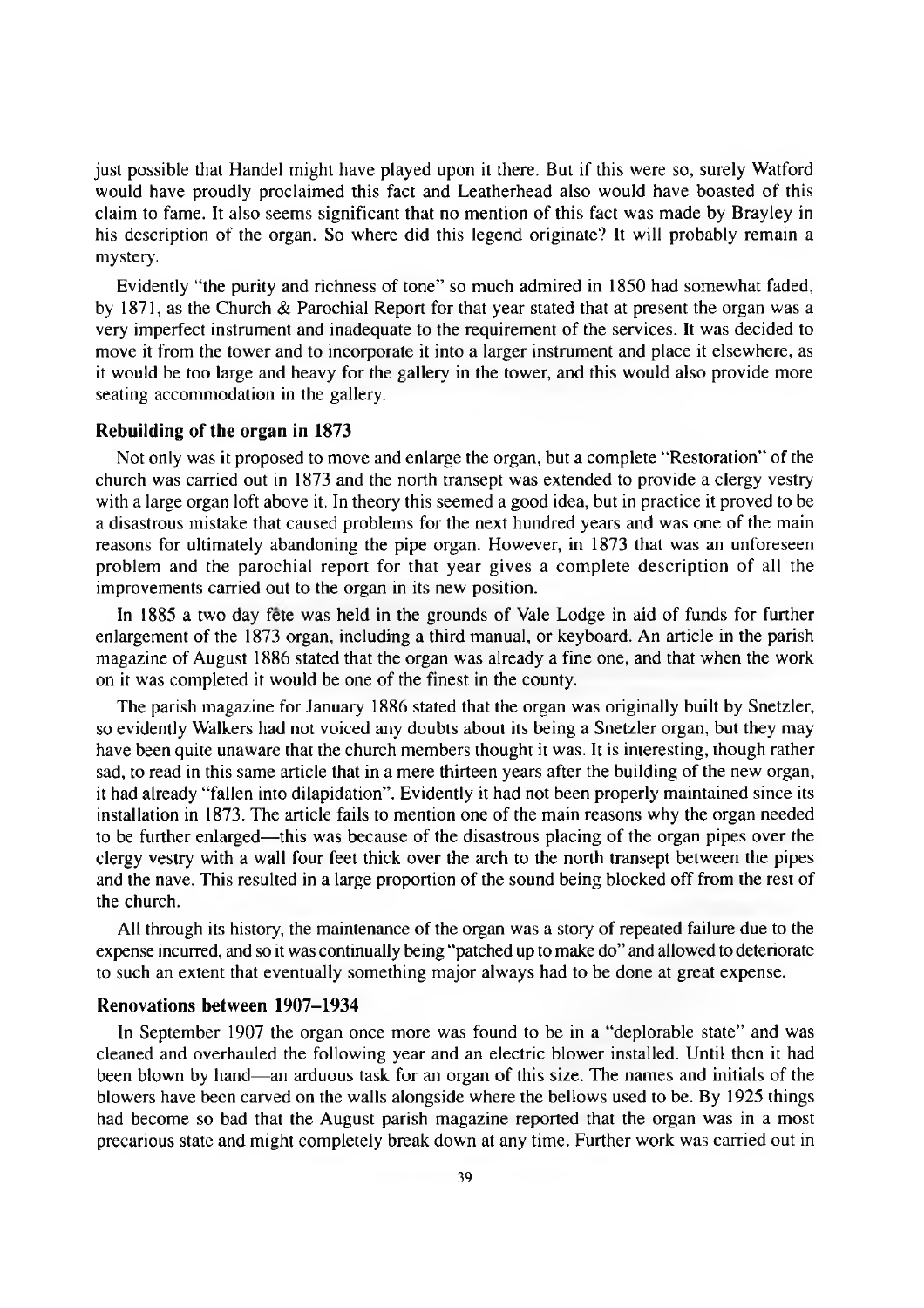just possible that Handel might have played upon it there. But if this were so, surely Watford would have proudly proclaimed this fact and Leatherhead also would have boasted of this claim to fame. It also seems significant that no mention of this fact was made by Brayley in his description of the organ. So where did this legend originate? It will probably remain a mystery.

Evidently "the purity and richness of tone" so much admired in 1850 had somewhat faded, by 1871, as the Church & Parochial Report for that year stated that at present the organ was a very imperfect instrument and inadequate to the requirement of the services. It was decided to move it from the tower and to incorporate it into a larger instrument and place it elsewhere, as it would be too large and heavy for the gallery in the tower, and this would also provide more seating accommodation in the gallery.

### Rebuilding of the organ in 1873

Not only was it proposed to move and enlarge the organ, but a complete "Restoration" of the church was carried out in 1873 and the north transept was extended to provide a clergy vestry with a large organ loft above it. In theory this seemed a good idea, but in practice it proved to be a disastrous mistake that caused problems for the next hundred years and was one of the main reasons for ultimately abandoning the pipe organ. However, in 1873 that was an unforeseen problem and the parochial report for that year gives a complete description of all the improvements carried out to the organ in its new position.

In 1885 a two day fête was held in the grounds of Vale Lodge in aid of funds for further enlargement of the 1873 organ, including a third manual, or keyboard. An article in the parish magazine of August 1886 stated that the organ was already a fine one, and that when the work on it was completed it would be one of the finest in the county.

The parish magazine for January 1886 stated that the organ was originally built by Snetzler, so evidently Walkers had not voiced any doubts about its being a Snetzler organ, but they may have been quite unaware that the church members thought it was. It is interesting, though rather sad, to read in this same article that in a mere thirteen years after the building of the new organ, it had already "fallen into dilapidation". Evidently it had not been properly maintained since its installation in 1873. The article fails to mention one of the main reasons why the organ needed to be further enlarged—this was because of the disastrous placing of the organ pipes over the clergy vestry with a wall four feet thick over the arch to the north transept between the pipes and the nave. This resulted in a large proportion of the sound being blocked off from the rest of the church.

All through its history, the maintenance of the organ was a story of repeated failure due to the expense incurred, and so it was continually being "patched up to make do" and allowed to deteriorate to such an extent that eventually something major always had to be done at great expense.

### Renovations between 1907–1934

In September 1907 the organ once more was found to be in a "deplorable state" and was cleaned and overhauled the following year and an electric blower installed. Until then it had been blown by hand—an arduous task for an organ of this size. The names and initials of the blowers have been carved on the walls alongside where the bellows used to be. By 1925 things had become so bad that the August parish magazine reported that the organ was in a most precarious state and might completely break down at any time. Further work was carried out in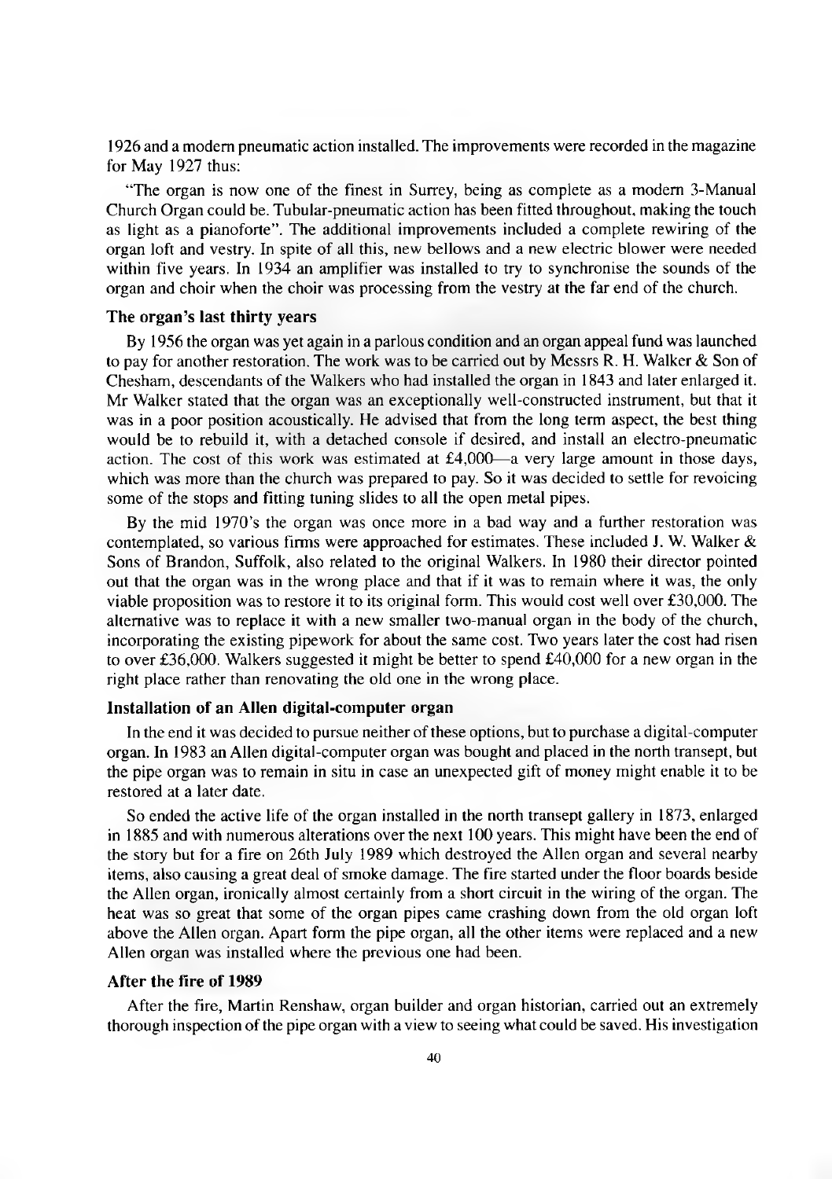1926 and a modern pneumatic action installed. The improvements were recorded in the magazine for May 1927 thus:

"The organ is now one of the finest in Surrey, being as complete as a modern 3-Manual Church Organ could be. Tubular-pneumatic action has been fitted throughout, making the touch as light as a pianoforte". The additional improvements included a complete rewiring of the organ loft and vestry. In spite of all this, new bellows and a new electric blower were needed within five years. In 1934 an amplifier was installed to try to synchronise the sounds of the organ and choir when the choir was processing from the vestry at the far end of the church.

### The organ's last thirty years

By 1956 the organ was yet again in a parlous condition and an organ appeal fund was launched to pay for another restoration. The work was to be carried out by Messrs R. H. Walker & Son of Chesham, descendants of the Walkers who had installed the organ in 1843 and later enlarged it. Mr Walker stated that the organ was an exceptionally well-constructed instrument, but that it was in a poor position acoustically. He advised that from the long term aspect, the best thing would be to rebuild it, with a detached console if desired, and install an electro-pneumatic action. The cost of this work was estimated at £4,000—a very large amount in those days, which was more than the church was prepared to pay. So it was decided to settle for revoicing some of the stops and fitting tuning slides to all the open metal pipes.

By the mid 1970's the organ was once more in a bad way and a further restoration was contemplated, so various firms were approached for estimates. These included J. W. Walker & Sons of Brandon, Suffolk, also related to the original Walkers. In 1980 their director pointed out that the organ was in the wrong place and that if it was to remain where it was, the only viable proposition was to restore it to its original form. This would cost well over £30,000. The alternative was to replace it with a new smaller two-manual organ in the body of the church, incorporating the existing pipework for about the same cost. Two years later the cost had risen to over £36,000. Walkers suggested it might be better to spend £40,000 for a new organ in the right place rather than renovating the old one in the wrong place.

### Installation of an Allen digital-computer organ

In the end it was decided to pursue neither of these options, but to purchase a digital-computer organ. In 1983 an Allen digital-computer organ was bought and placed in the north transept, but the pipe organ was to remain in situ in case an unexpected gift of money might enable it to be restored at a later date.

So ended the active life of the organ installed in the north transept gallery in 1873, enlarged in 1885 and with numerous alterations over the next 100 years. This might have been the end of the story but for a fire on 26th July 1989 which destroyed the Allen organ and several nearby items, also causing a great deal of smoke damage. The fire started under the floor boards beside the Allen organ, ironically almost certainly from a short circuit in the wiring of the organ. The heat was so great that some of the organ pipes came crashing down from the old organ loft above the Allen organ. Apart form the pipe organ, all the other items were replaced and a new Allen organ was installed where the previous one had been.

### After the fire of 1989

After the fire, Martin Renshaw, organ builder and organ historian, carried out an extremely thorough inspection of the pipe organ with a view to seeing what could be saved. His investigation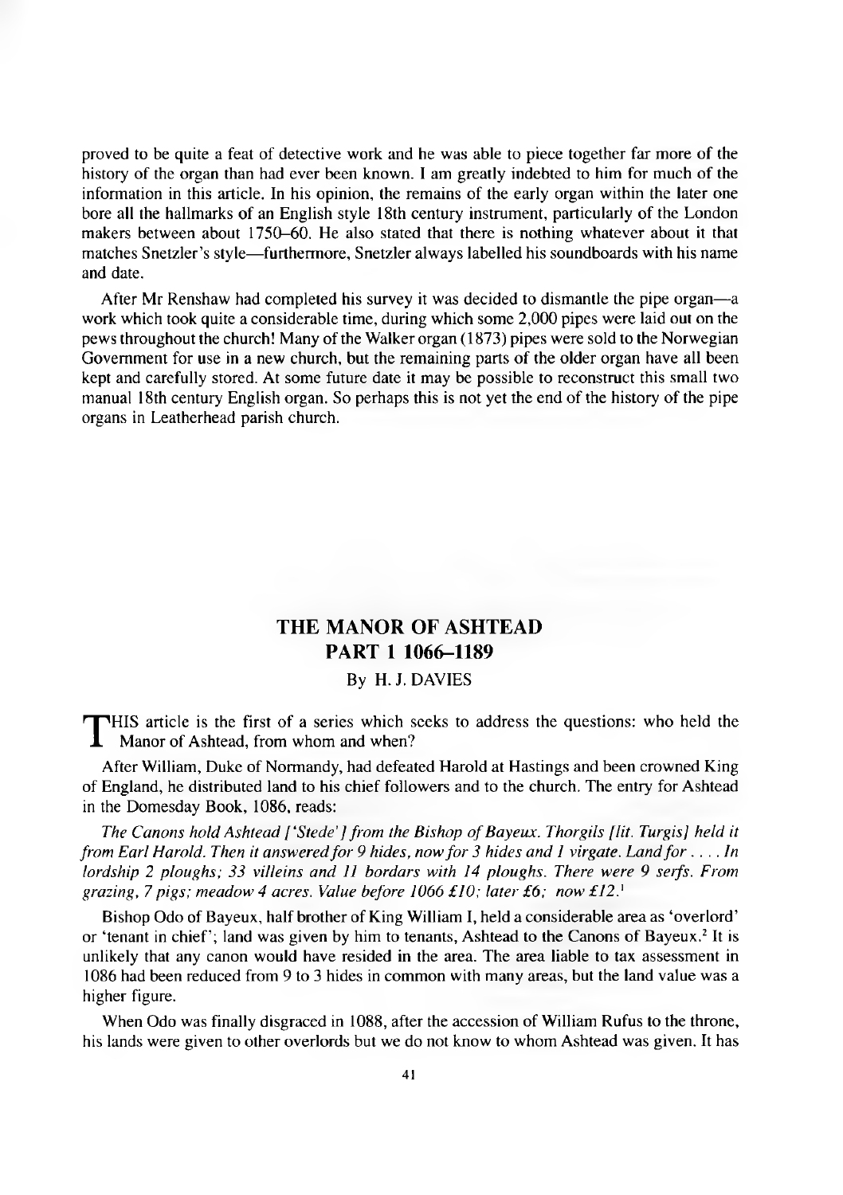proved to be quite a feat of detective work and he was able to piece together far more of the history of the organ than had ever been known. I am greatly indebted to him for much of the information in this article. In his opinion, the remains of the early organ within the later one bore all the hallmarks of an English style 18th century instrument, particularly of the London makers between about 1750–60. He also stated that there is nothing whatever about it that matches Snetzler's style—furthermore, Snetzler always labelled his soundboards with his name and date.

After Mr Renshaw had completed his survey it was decided to dismantle the pipe organ—a work which took quite a considerable time, during which some 2,000 pipes were laid out on the pews throughout the church! Many of the Walker organ (1873) pipes were sold to the Norwegian Government for use in a new church, but the remaining parts of the older organ have all been kept and carefully stored. At some future date it may be possible to reconstruct this small two manual 18th century English organ. So perhaps this is not yet the end of the history of the pipe organs in Leatherhead parish church.

## THE MANOR OF ASHTEAD
## PART 1 1066–1189

By H. J. DAVIES

THIS article is the first of a series which seeks to address the questions: who held the Manor of Ashtead, from whom and when?

After William, Duke of Normandy, had defeated Harold at Hastings and been crowned King of England, he distributed land to his chief followers and to the church. The entry for Ashtead in the Domesday Book, 1086, reads:

*The Canons hold Ashtead ['Stede'] from the Bishop of Bayeux. Thorgils [lit. Turgis] held it from Earl Harold. Then it answered for 9 hides, now for 3 hides and 1 virgate. Land for . . . . In lordship 2 ploughs; 33 villeins and 11 bordars with 14 ploughs. There were 9 serfs. From grazing, 7 pigs; meadow 4 acres. Value before 1066 £10; later £6; now £12.*[1]

Bishop Odo of Bayeux, half brother of King William I, held a considerable area as 'overlord' or 'tenant in chief'; land was given by him to tenants, Ashtead to the Canons of Bayeux.[2] It is unlikely that any canon would have resided in the area. The area liable to tax assessment in 1086 had been reduced from 9 to 3 hides in common with many areas, but the land value was a higher figure.

When Odo was finally disgraced in 1088, after the accession of William Rufus to the throne, his lands were given to other overlords but we do not know to whom Ashtead was given. It has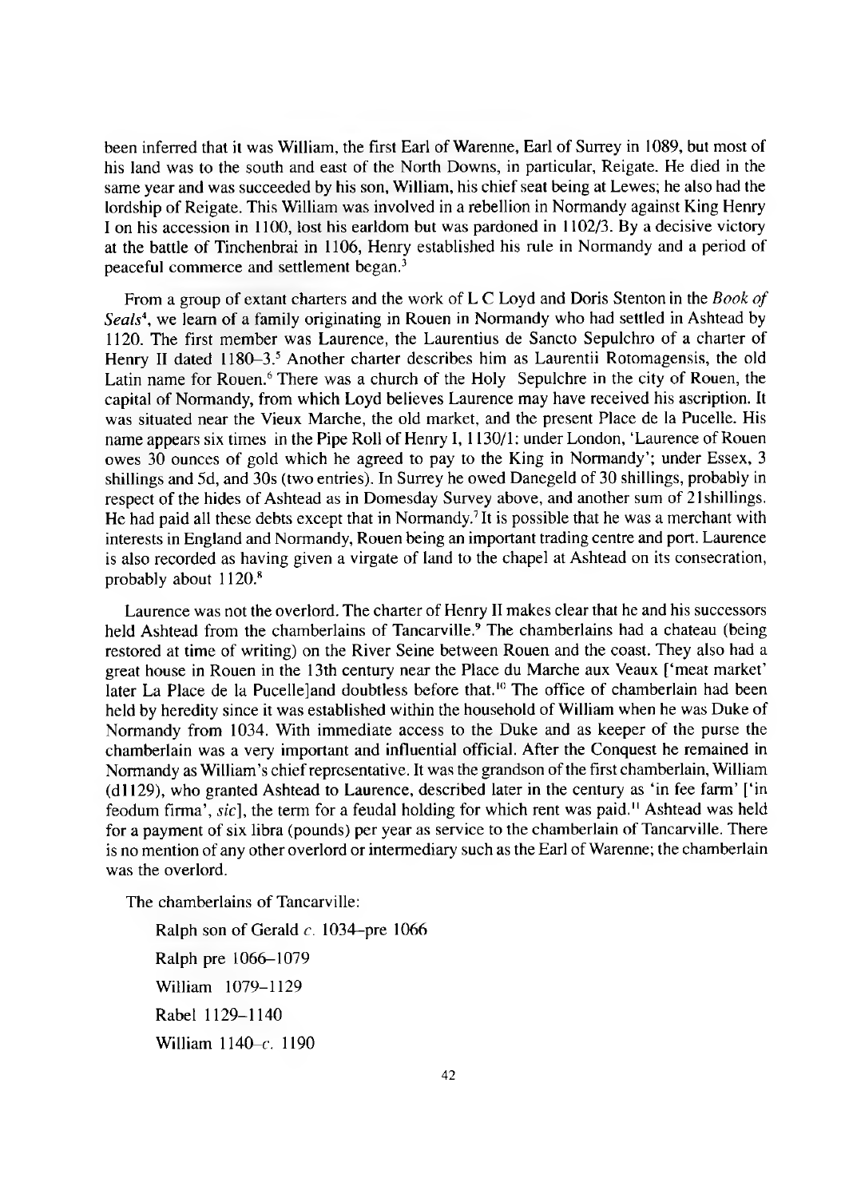been inferred that it was William, the first Earl of Warenne, Earl of Surrey in 1089, but most of his land was to the south and east of the North Downs, in particular, Reigate. He died in the same year and was succeeded by his son, William, his chief seat being at Lewes; he also had the lordship of Reigate. This William was involved in a rebellion in Normandy against King Henry I on his accession in 1100, lost his earldom but was pardoned in 1102/3. By a decisive victory at the battle of Tinchenbrai in 1106, Henry established his rule in Normandy and a period of peaceful commerce and settlement began.[3]

From a group of extant charters and the work of L C Loyd and Doris Stenton in the *Book of Seals*[4], we learn of a family originating in Rouen in Normandy who had settled in Ashtead by 1120. The first member was Laurence, the Laurentius de Sancto Sepulchro of a charter of Henry II dated 1180–3.[5] Another charter describes him as Laurentii Rotomagensis, the old Latin name for Rouen.[6] There was a church of the Holy Sepulchre in the city of Rouen, the capital of Normandy, from which Loyd believes Laurence may have received his ascription. It was situated near the Vieux Marche, the old market, and the present Place de la Pucelle. His name appears six times in the Pipe Roll of Henry I, 1130/1: under London, 'Laurence of Rouen owes 30 ounces of gold which he agreed to pay to the King in Normandy'; under Essex, 3 shillings and 5d, and 30s (two entries). In Surrey he owed Danegeld of 30 shillings, probably in respect of the hides of Ashtead as in Domesday Survey above, and another sum of 21shillings. He had paid all these debts except that in Normandy.[7] It is possible that he was a merchant with interests in England and Normandy, Rouen being an important trading centre and port. Laurence is also recorded as having given a virgate of land to the chapel at Ashtead on its consecration, probably about 1120.[8]

Laurence was not the overlord. The charter of Henry II makes clear that he and his successors held Ashtead from the chamberlains of Tancarville.[9] The chamberlains had a chateau (being restored at time of writing) on the River Seine between Rouen and the coast. They also had a great house in Rouen in the 13th century near the Place du Marche aux Veaux ['meat market' later La Place de la Pucelle]and doubtless before that.[10] The office of chamberlain had been held by heredity since it was established within the household of William when he was Duke of Normandy from 1034. With immediate access to the Duke and as keeper of the purse the chamberlain was a very important and influential official. After the Conquest he remained in Normandy as William's chief representative. It was the grandson of the first chamberlain, William (d1129), who granted Ashtead to Laurence, described later in the century as 'in fee farm' ['in feodum firma', *sic*], the term for a feudal holding for which rent was paid.[11] Ashtead was held for a payment of six libra (pounds) per year as service to the chamberlain of Tancarville. There is no mention of any other overlord or intermediary such as the Earl of Warenne; the chamberlain was the overlord.

The chamberlains of Tancarville:

Ralph son of Gerald *c.* 1034–pre 1066

Ralph pre 1066–1079

William 1079–1129

Rabel 1129–1140

William 1140–*c.* 1190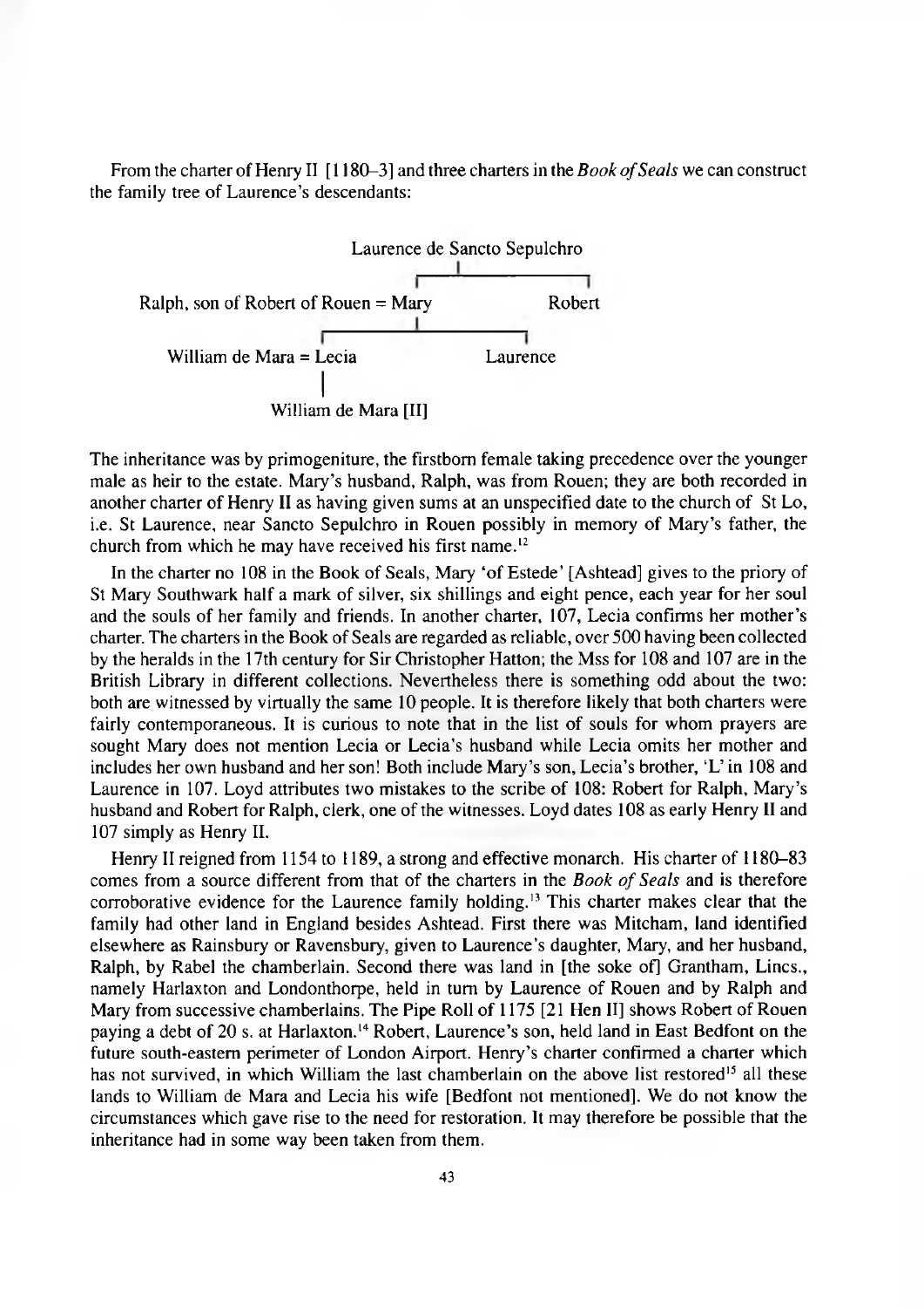From the charter of Henry II [1180–3] and three charters in the *Book of Seals* we can construct the family tree of Laurence's descendants:

```
                              Laurence de Sancto Sepulchro
                                          |
                              ┌───────────┴───────────┐
Ralph, son of Robert of Rouen = Mary                 Robert
                                 |
                     ┌───────────┴───────────┐
     William de Mara = Lecia                Laurence
                        |
              William de Mara [II]
```

The inheritance was by primogeniture, the firstborn female taking precedence over the younger male as heir to the estate. Mary's husband, Ralph, was from Rouen; they are both recorded in another charter of Henry II as having given sums at an unspecified date to the church of St Lo, i.e. St Laurence, near Sancto Sepulchro in Rouen possibly in memory of Mary's father, the church from which he may have received his first name.[12]

In the charter no 108 in the Book of Seals, Mary 'of Estede' [Ashtead] gives to the priory of St Mary Southwark half a mark of silver, six shillings and eight pence, each year for her soul and the souls of her family and friends. In another charter, 107, Lecia confirms her mother's charter. The charters in the Book of Seals are regarded as reliable, over 500 having been collected by the heralds in the 17th century for Sir Christopher Hatton; the Mss for 108 and 107 are in the British Library in different collections. Nevertheless there is something odd about the two: both are witnessed by virtually the same 10 people. It is therefore likely that both charters were fairly contemporaneous. It is curious to note that in the list of souls for whom prayers are sought Mary does not mention Lecia or Lecia's husband while Lecia omits her mother and includes her own husband and her son! Both include Mary's son, Lecia's brother, 'L' in 108 and Laurence in 107. Loyd attributes two mistakes to the scribe of 108: Robert for Ralph, Mary's husband and Robert for Ralph, clerk, one of the witnesses. Loyd dates 108 as early Henry II and 107 simply as Henry II.

Henry II reigned from 1154 to 1189, a strong and effective monarch. His charter of 1180–83 comes from a source different from that of the charters in the *Book of Seals* and is therefore corroborative evidence for the Laurence family holding.[13] This charter makes clear that the family had other land in England besides Ashtead. First there was Mitcham, land identified elsewhere as Rainsbury or Ravensbury, given to Laurence's daughter, Mary, and her husband, Ralph, by Rabel the chamberlain. Second there was land in [the soke of] Grantham, Lincs., namely Harlaxton and Londonthorpe, held in turn by Laurence of Rouen and by Ralph and Mary from successive chamberlains. The Pipe Roll of 1175 [21 Hen II] shows Robert of Rouen paying a debt of 20 s. at Harlaxton.[14] Robert, Laurence's son, held land in East Bedfont on the future south-eastern perimeter of London Airport. Henry's charter confirmed a charter which has not survived, in which William the last chamberlain on the above list restored[15] all these lands to William de Mara and Lecia his wife [Bedfont not mentioned]. We do not know the circumstances which gave rise to the need for restoration. It may therefore be possible that the inheritance had in some way been taken from them.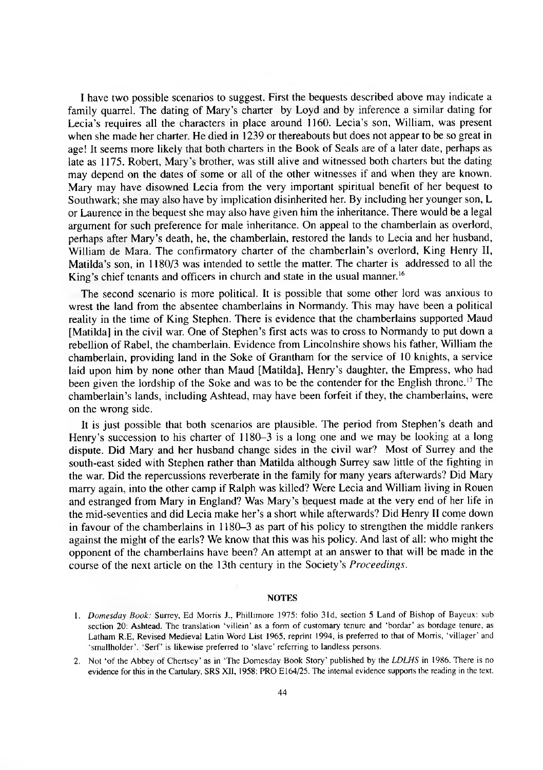I have two possible scenarios to suggest. First the bequests described above may indicate a family quarrel. The dating of Mary's charter by Loyd and by inference a similar dating for Lecia's requires all the characters in place around 1160. Lecia's son, William, was present when she made her charter. He died in 1239 or thereabouts but does not appear to be so great in age! It seems more likely that both charters in the Book of Seals are of a later date, perhaps as late as 1175. Robert, Mary's brother, was still alive and witnessed both charters but the dating may depend on the dates of some or all of the other witnesses if and when they are known. Mary may have disowned Lecia from the very important spiritual benefit of her bequest to Southwark; she may also have by implication disinherited her. By including her younger son, L or Laurence in the bequest she may also have given him the inheritance. There would be a legal argument for such preference for male inheritance. On appeal to the chamberlain as overlord, perhaps after Mary's death, he, the chamberlain, restored the lands to Lecia and her husband, William de Mara. The confirmatory charter of the chamberlain's overlord, King Henry II, Matilda's son, in 1180/3 was intended to settle the matter. The charter is addressed to all the King's chief tenants and officers in church and state in the usual manner.[16]

The second scenario is more political. It is possible that some other lord was anxious to wrest the land from the absentee chamberlains in Normandy. This may have been a political reality in the time of King Stephen. There is evidence that the chamberlains supported Maud [Matilda] in the civil war. One of Stephen's first acts was to cross to Normandy to put down a rebellion of Rabel, the chamberlain. Evidence from Lincolnshire shows his father, William the chamberlain, providing land in the Soke of Grantham for the service of 10 knights, a service laid upon him by none other than Maud [Matilda], Henry's daughter, the Empress, who had been given the lordship of the Soke and was to be the contender for the English throne.[17] The chamberlain's lands, including Ashtead, may have been forfeit if they, the chamberlains, were on the wrong side.

It is just possible that both scenarios are plausible. The period from Stephen's death and Henry's succession to his charter of 1180–3 is a long one and we may be looking at a long dispute. Did Mary and her husband change sides in the civil war? Most of Surrey and the south-east sided with Stephen rather than Matilda although Surrey saw little of the fighting in the war. Did the repercussions reverberate in the family for many years afterwards? Did Mary marry again, into the other camp if Ralph was killed? Were Lecia and William living in Rouen and estranged from Mary in England? Was Mary's bequest made at the very end of her life in the mid-seventies and did Lecia make her's a short while afterwards? Did Henry II come down in favour of the chamberlains in 1180–3 as part of his policy to strengthen the middle rankers against the might of the earls? We know that this was his policy. And last of all: who might the opponent of the chamberlains have been? An attempt at an answer to that will be made in the course of the next article on the 13th century in the Society's *Proceedings*.

## NOTES

1. *Domesday Book:* Surrey, Ed Morris J., Phillimore 1975: folio 31d, section 5 Land of Bishop of Bayeux: sub section 20: Ashtead. The translation 'villein' as a form of customary tenure and 'bordar' as bordage tenure, as Latham R.E, Revised Medieval Latin Word List 1965, reprint 1994, is preferred to that of Morris, 'villager' and 'smallholder'. 'Serf' is likewise preferred to 'slave' referring to landless persons.
2. Not 'of the Abbey of Chertsey' as in 'The Domesday Book Story' published by the *LDLHS* in 1986. There is no evidence for this in the Cartulary, SRS XII, 1958; PRO E164/25. The internal evidence supports the reading in the text.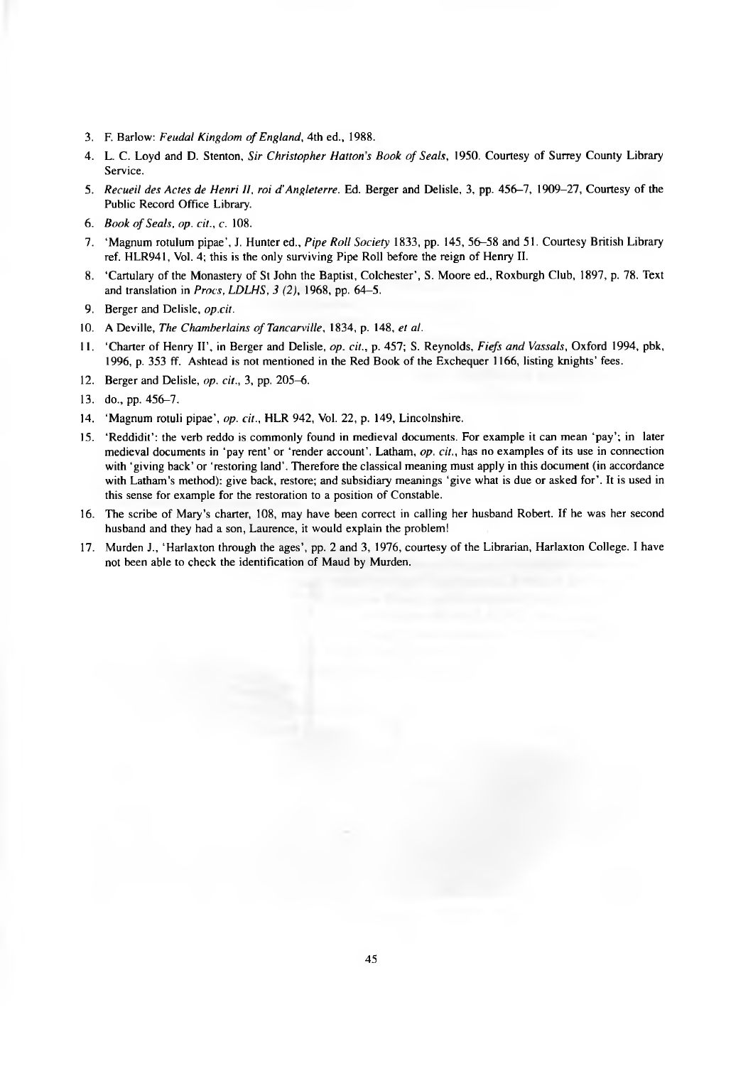3. F. Barlow: *Feudal Kingdom of England*, 4th ed., 1988.
4. L. C. Loyd and D. Stenton, *Sir Christopher Hatton's Book of Seals*, 1950. Courtesy of Surrey County Library Service.
5. *Recueil des Actes de Henri II, roi d'Angleterre*. Ed. Berger and Delisle, 3, pp. 456–7, 1909–27, Courtesy of the Public Record Office Library.
6. *Book of Seals, op. cit.*, c. 108.
7. 'Magnum rotulum pipae', J. Hunter ed., *Pipe Roll Society* 1833, pp. 145, 56–58 and 51. Courtesy British Library ref. HLR941, Vol. 4; this is the only surviving Pipe Roll before the reign of Henry II.
8. 'Cartulary of the Monastery of St John the Baptist, Colchester', S. Moore ed., Roxburgh Club, 1897, p. 78. Text and translation in *Procs, LDLHS, 3 (2)*, 1968, pp. 64–5.
9. Berger and Delisle, *op.cit.*
10. A Deville, *The Chamberlains of Tancarville*, 1834, p. 148, *et al.*
11. 'Charter of Henry II', in Berger and Delisle, *op. cit.*, p. 457; S. Reynolds, *Fiefs and Vassals*, Oxford 1994, pbk, 1996, p. 353 ff. Ashtead is not mentioned in the Red Book of the Exchequer 1166, listing knights' fees.
12. Berger and Delisle, *op. cit.*, 3, pp. 205–6.
13. do., pp. 456–7.
14. 'Magnum rotuli pipae', *op. cit.*, HLR 942, Vol. 22, p. 149, Lincolnshire.
15. 'Reddidit': the verb reddo is commonly found in medieval documents. For example it can mean 'pay'; in later medieval documents in 'pay rent' or 'render account'. Latham, *op. cit.*, has no examples of its use in connection with 'giving back' or 'restoring land'. Therefore the classical meaning must apply in this document (in accordance with Latham's method): give back, restore; and subsidiary meanings 'give what is due or asked for'. It is used in this sense for example for the restoration to a position of Constable.
16. The scribe of Mary's charter, 108, may have been correct in calling her husband Robert. If he was her second husband and they had a son, Laurence, it would explain the problem!
17. Murden J., 'Harlaxton through the ages', pp. 2 and 3, 1976, courtesy of the Librarian, Harlaxton College. I have not been able to check the identification of Maud by Murden.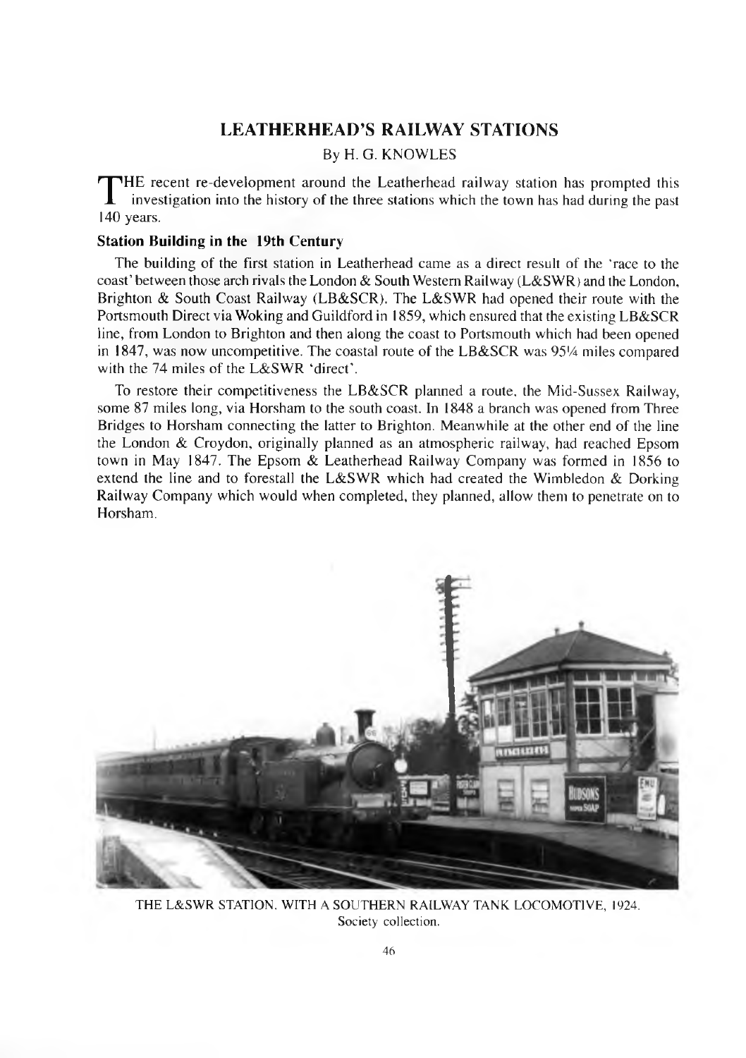## LEATHERHEAD'S RAILWAY STATIONS

By H. G. KNOWLES

THE recent re-development around the Leatherhead railway station has prompted this investigation into the history of the three stations which the town has had during the past 140 years.

### Station Building in the 19th Century

The building of the first station in Leatherhead came as a direct result of the 'race to the coast' between those arch rivals the London & South Western Railway (L&SWR) and the London, Brighton & South Coast Railway (LB&SCR). The L&SWR had opened their route with the Portsmouth Direct via Woking and Guildford in 1859, which ensured that the existing LB&SCR line, from London to Brighton and then along the coast to Portsmouth which had been opened in 1847, was now uncompetitive. The coastal route of the LB&SCR was 95¼ miles compared with the 74 miles of the L&SWR 'direct'.

To restore their competitiveness the LB&SCR planned a route, the Mid-Sussex Railway, some 87 miles long, via Horsham to the south coast. In 1848 a branch was opened from Three Bridges to Horsham connecting the latter to Brighton. Meanwhile at the other end of the line the London & Croydon, originally planned as an atmospheric railway, had reached Epsom town in May 1847. The Epsom & Leatherhead Railway Company was formed in 1856 to extend the line and to forestall the L&SWR which had created the Wimbledon & Dorking Railway Company which would when completed, they planned, allow them to penetrate on to Horsham.

THE L&SWR STATION, WITH A SOUTHERN RAILWAY TANK LOCOMOTIVE, 1924.
Society collection.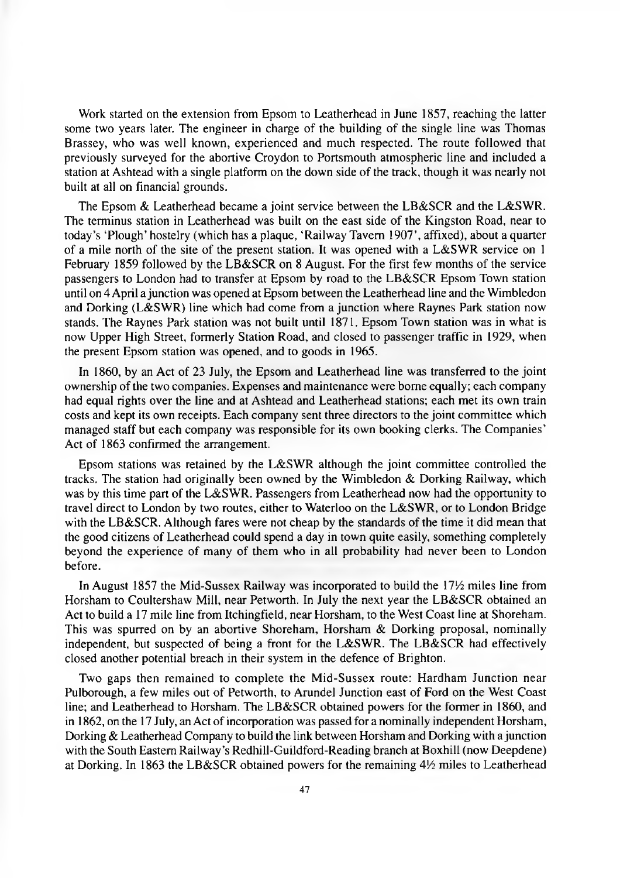Work started on the extension from Epsom to Leatherhead in June 1857, reaching the latter some two years later. The engineer in charge of the building of the single line was Thomas Brassey, who was well known, experienced and much respected. The route followed that previously surveyed for the abortive Croydon to Portsmouth atmospheric line and included a station at Ashtead with a single platform on the down side of the track, though it was nearly not built at all on financial grounds.

The Epsom & Leatherhead became a joint service between the LB&SCR and the L&SWR. The terminus station in Leatherhead was built on the east side of the Kingston Road, near to today's 'Plough' hostelry (which has a plaque, 'Railway Tavern 1907', affixed), about a quarter of a mile north of the site of the present station. It was opened with a L&SWR service on 1 February 1859 followed by the LB&SCR on 8 August. For the first few months of the service passengers to London had to transfer at Epsom by road to the LB&SCR Epsom Town station until on 4 April a junction was opened at Epsom between the Leatherhead line and the Wimbledon and Dorking (L&SWR) line which had come from a junction where Raynes Park station now stands. The Raynes Park station was not built until 1871. Epsom Town station was in what is now Upper High Street, formerly Station Road, and closed to passenger traffic in 1929, when the present Epsom station was opened, and to goods in 1965.

In 1860, by an Act of 23 July, the Epsom and Leatherhead line was transferred to the joint ownership of the two companies. Expenses and maintenance were borne equally; each company had equal rights over the line and at Ashtead and Leatherhead stations; each met its own train costs and kept its own receipts. Each company sent three directors to the joint committee which managed staff but each company was responsible for its own booking clerks. The Companies' Act of 1863 confirmed the arrangement.

Epsom stations was retained by the L&SWR although the joint committee controlled the tracks. The station had originally been owned by the Wimbledon & Dorking Railway, which was by this time part of the L&SWR. Passengers from Leatherhead now had the opportunity to travel direct to London by two routes, either to Waterloo on the L&SWR, or to London Bridge with the LB&SCR. Although fares were not cheap by the standards of the time it did mean that the good citizens of Leatherhead could spend a day in town quite easily, something completely beyond the experience of many of them who in all probability had never been to London before.

In August 1857 the Mid-Sussex Railway was incorporated to build the 17½ miles line from Horsham to Coultershaw Mill, near Petworth. In July the next year the LB&SCR obtained an Act to build a 17 mile line from Itchingfield, near Horsham, to the West Coast line at Shoreham. This was spurred on by an abortive Shoreham, Horsham & Dorking proposal, nominally independent, but suspected of being a front for the L&SWR. The LB&SCR had effectively closed another potential breach in their system in the defence of Brighton.

Two gaps then remained to complete the Mid-Sussex route: Hardham Junction near Pulborough, a few miles out of Petworth, to Arundel Junction east of Ford on the West Coast line; and Leatherhead to Horsham. The LB&SCR obtained powers for the former in 1860, and in 1862, on the 17 July, an Act of incorporation was passed for a nominally independent Horsham, Dorking & Leatherhead Company to build the link between Horsham and Dorking with a junction with the South Eastern Railway's Redhill-Guildford-Reading branch at Boxhill (now Deepdene) at Dorking. In 1863 the LB&SCR obtained powers for the remaining 4½ miles to Leatherhead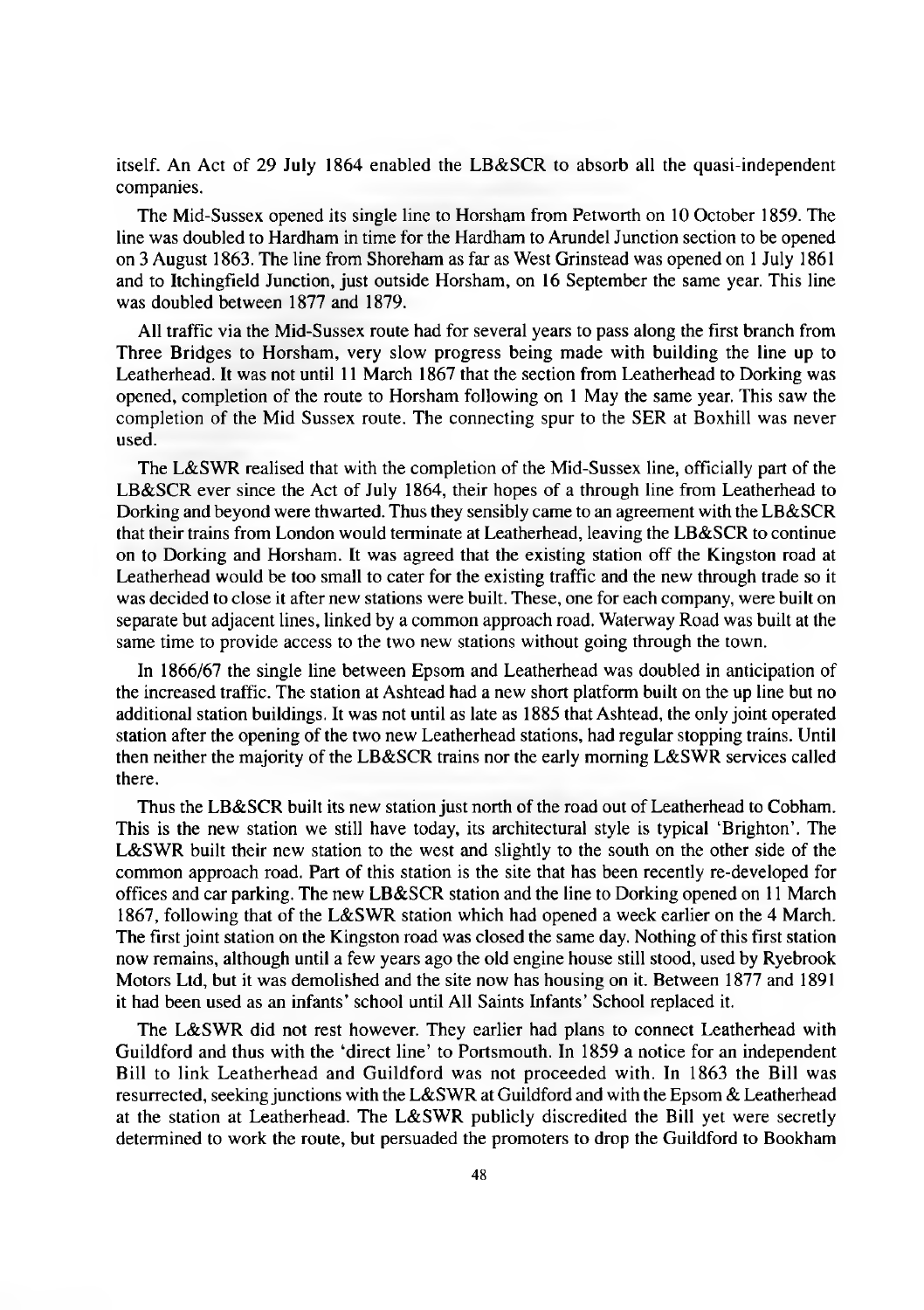itself. An Act of 29 July 1864 enabled the LB&SCR to absorb all the quasi-independent companies.

The Mid-Sussex opened its single line to Horsham from Petworth on 10 October 1859. The line was doubled to Hardham in time for the Hardham to Arundel Junction section to be opened on 3 August 1863. The line from Shoreham as far as West Grinstead was opened on 1 July 1861 and to Itchingfield Junction, just outside Horsham, on 16 September the same year. This line was doubled between 1877 and 1879.

All traffic via the Mid-Sussex route had for several years to pass along the first branch from Three Bridges to Horsham, very slow progress being made with building the line up to Leatherhead. It was not until 11 March 1867 that the section from Leatherhead to Dorking was opened, completion of the route to Horsham following on 1 May the same year. This saw the completion of the Mid Sussex route. The connecting spur to the SER at Boxhill was never used.

The L&SWR realised that with the completion of the Mid-Sussex line, officially part of the LB&SCR ever since the Act of July 1864, their hopes of a through line from Leatherhead to Dorking and beyond were thwarted. Thus they sensibly came to an agreement with the LB&SCR that their trains from London would terminate at Leatherhead, leaving the LB&SCR to continue on to Dorking and Horsham. It was agreed that the existing station off the Kingston road at Leatherhead would be too small to cater for the existing traffic and the new through trade so it was decided to close it after new stations were built. These, one for each company, were built on separate but adjacent lines, linked by a common approach road. Waterway Road was built at the same time to provide access to the two new stations without going through the town.

In 1866/67 the single line between Epsom and Leatherhead was doubled in anticipation of the increased traffic. The station at Ashtead had a new short platform built on the up line but no additional station buildings. It was not until as late as 1885 that Ashtead, the only joint operated station after the opening of the two new Leatherhead stations, had regular stopping trains. Until then neither the majority of the LB&SCR trains nor the early morning L&SWR services called there.

Thus the LB&SCR built its new station just north of the road out of Leatherhead to Cobham. This is the new station we still have today, its architectural style is typical 'Brighton'. The L&SWR built their new station to the west and slightly to the south on the other side of the common approach road. Part of this station is the site that has been recently re-developed for offices and car parking. The new LB&SCR station and the line to Dorking opened on 11 March 1867, following that of the L&SWR station which had opened a week earlier on the 4 March. The first joint station on the Kingston road was closed the same day. Nothing of this first station now remains, although until a few years ago the old engine house still stood, used by Ryebrook Motors Ltd, but it was demolished and the site now has housing on it. Between 1877 and 1891 it had been used as an infants' school until All Saints Infants' School replaced it.

The L&SWR did not rest however. They earlier had plans to connect Leatherhead with Guildford and thus with the 'direct line' to Portsmouth. In 1859 a notice for an independent Bill to link Leatherhead and Guildford was not proceeded with. In 1863 the Bill was resurrected, seeking junctions with the L&SWR at Guildford and with the Epsom & Leatherhead at the station at Leatherhead. The L&SWR publicly discredited the Bill yet were secretly determined to work the route, but persuaded the promoters to drop the Guildford to Bookham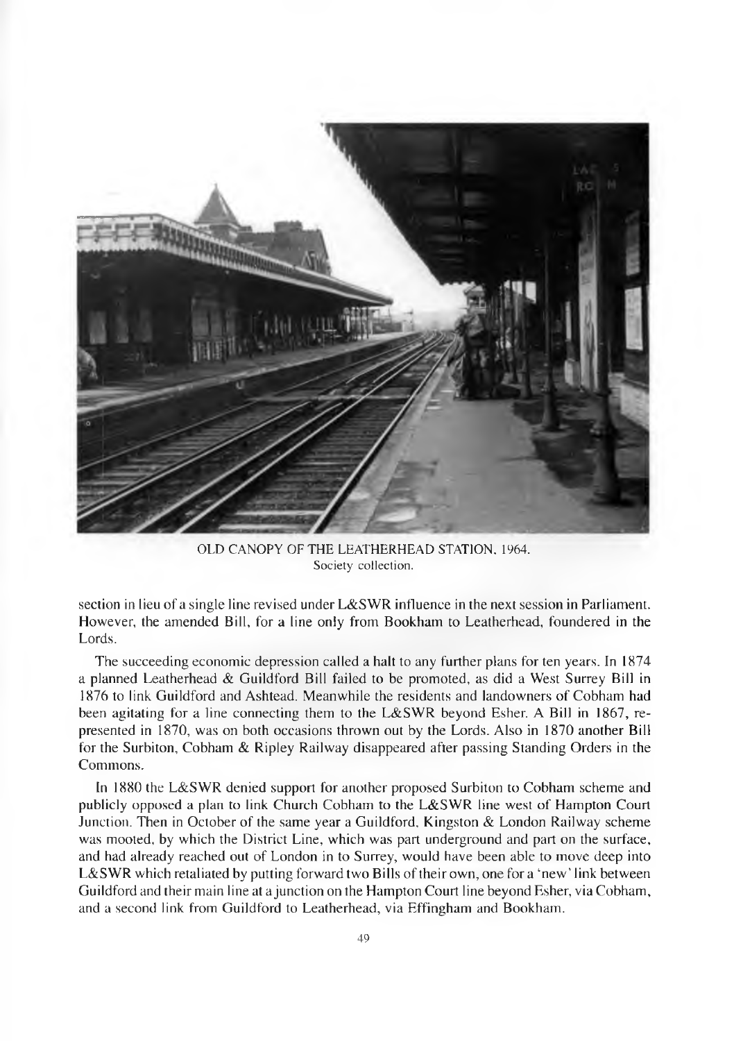OLD CANOPY OF THE LEATHERHEAD STATION, 1964.
Society collection.

section in lieu of a single line revised under L&SWR influence in the next session in Parliament. However, the amended Bill, for a line only from Bookham to Leatherhead, foundered in the Lords.

The succeeding economic depression called a halt to any further plans for ten years. In 1874 a planned Leatherhead & Guildford Bill failed to be promoted, as did a West Surrey Bill in 1876 to link Guildford and Ashtead. Meanwhile the residents and landowners of Cobham had been agitating for a line connecting them to the L&SWR beyond Esher. A Bill in 1867, re-presented in 1870, was on both occasions thrown out by the Lords. Also in 1870 another Bill for the Surbiton, Cobham & Ripley Railway disappeared after passing Standing Orders in the Commons.

In 1880 the L&SWR denied support for another proposed Surbiton to Cobham scheme and publicly opposed a plan to link Church Cobham to the L&SWR line west of Hampton Court Junction. Then in October of the same year a Guildford, Kingston & London Railway scheme was mooted, by which the District Line, which was part underground and part on the surface, and had already reached out of London in to Surrey, would have been able to move deep into L&SWR which retaliated by putting forward two Bills of their own, one for a 'new' link between Guildford and their main line at a junction on the Hampton Court line beyond Esher, via Cobham, and a second link from Guildford to Leatherhead, via Effingham and Bookham.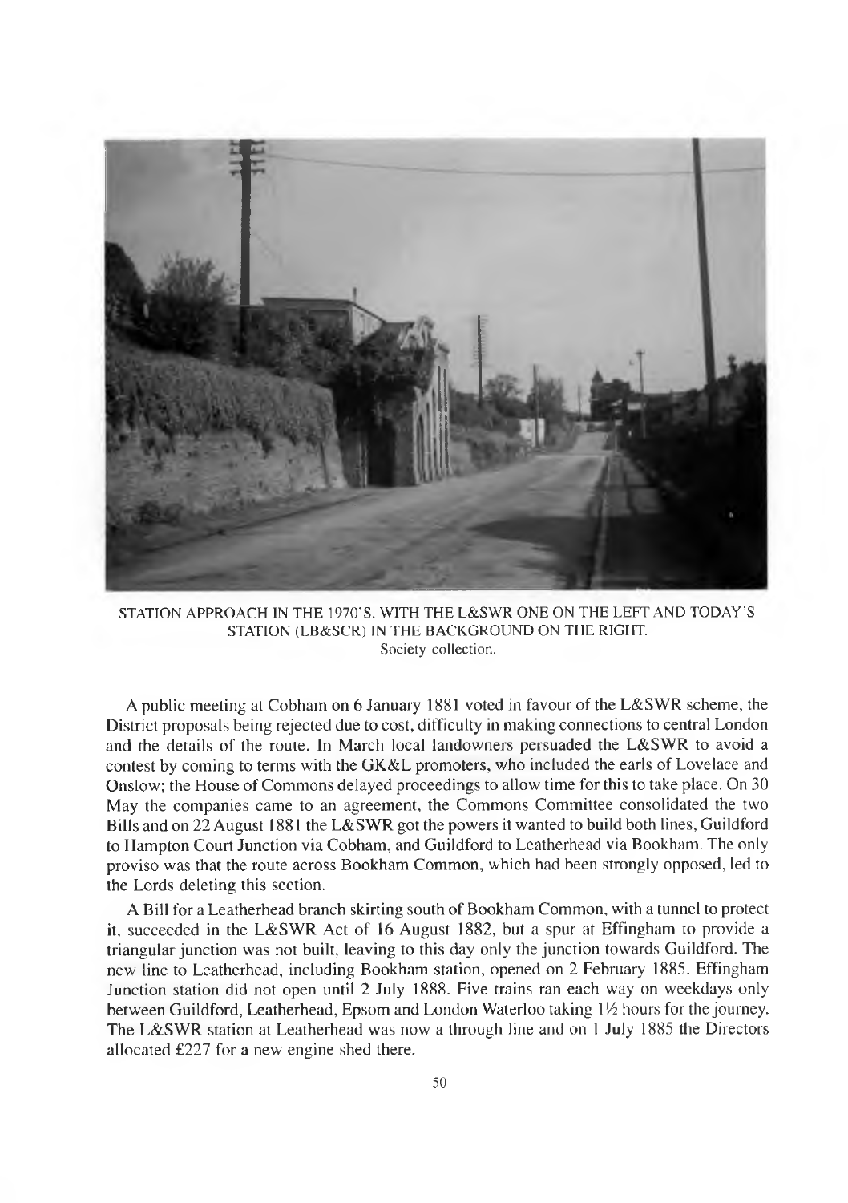STATION APPROACH IN THE 1970'S, WITH THE L&SWR ONE ON THE LEFT AND TODAY'S STATION (LB&SCR) IN THE BACKGROUND ON THE RIGHT.
Society collection.

A public meeting at Cobham on 6 January 1881 voted in favour of the L&SWR scheme, the District proposals being rejected due to cost, difficulty in making connections to central London and the details of the route. In March local landowners persuaded the L&SWR to avoid a contest by coming to terms with the GK&L promoters, who included the earls of Lovelace and Onslow; the House of Commons delayed proceedings to allow time for this to take place. On 30 May the companies came to an agreement, the Commons Committee consolidated the two Bills and on 22 August 1881 the L&SWR got the powers it wanted to build both lines, Guildford to Hampton Court Junction via Cobham, and Guildford to Leatherhead via Bookham. The only proviso was that the route across Bookham Common, which had been strongly opposed, led to the Lords deleting this section.

A Bill for a Leatherhead branch skirting south of Bookham Common, with a tunnel to protect it, succeeded in the L&SWR Act of 16 August 1882, but a spur at Effingham to provide a triangular junction was not built, leaving to this day only the junction towards Guildford. The new line to Leatherhead, including Bookham station, opened on 2 February 1885. Effingham Junction station did not open until 2 July 1888. Five trains ran each way on weekdays only between Guildford, Leatherhead, Epsom and London Waterloo taking 1½ hours for the journey. The L&SWR station at Leatherhead was now a through line and on 1 July 1885 the Directors allocated £227 for a new engine shed there.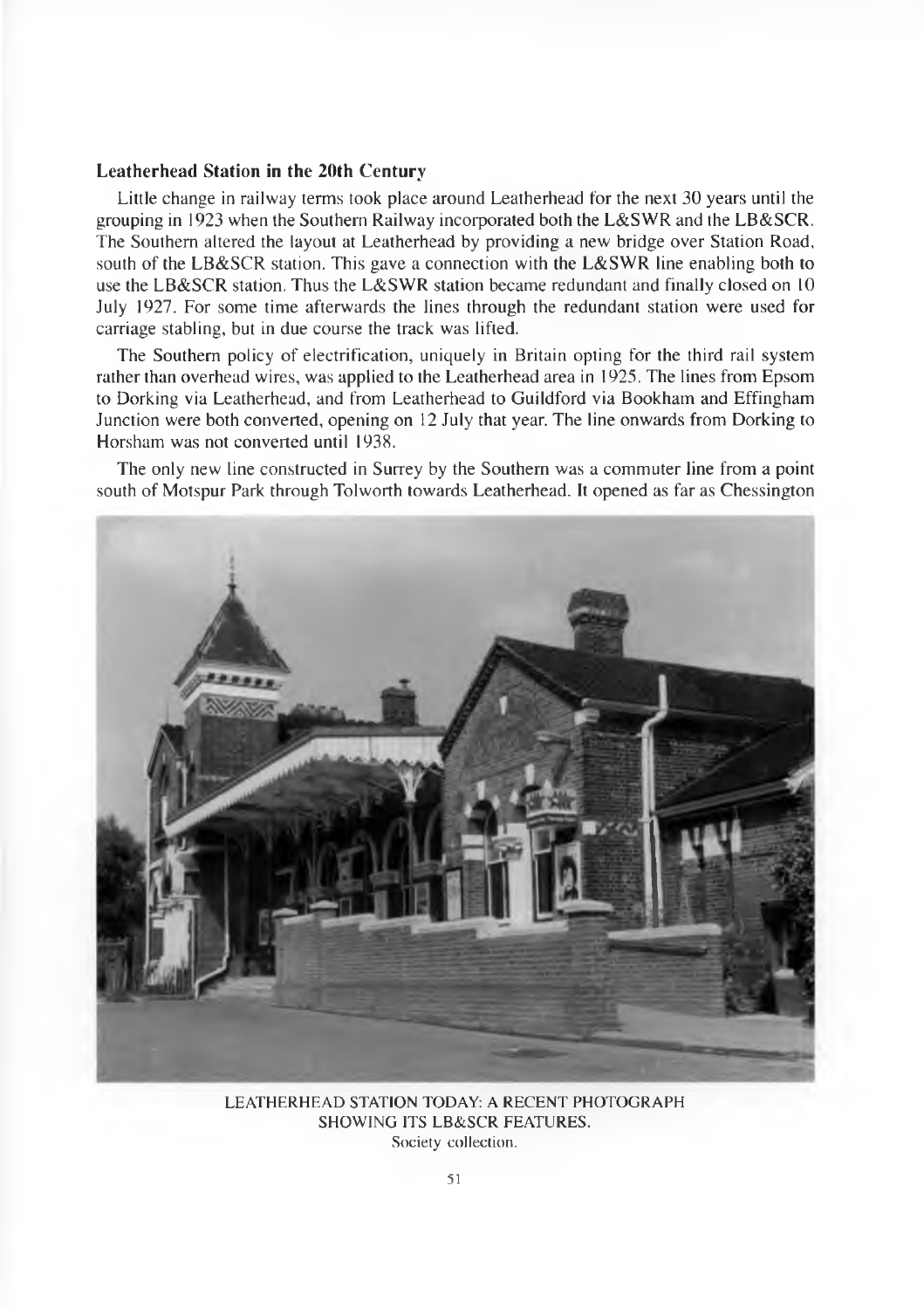**Leatherhead Station in the 20th Century**

Little change in railway terms took place around Leatherhead for the next 30 years until the grouping in 1923 when the Southern Railway incorporated both the L&SWR and the LB&SCR. The Southern altered the layout at Leatherhead by providing a new bridge over Station Road, south of the LB&SCR station. This gave a connection with the L&SWR line enabling both to use the LB&SCR station. Thus the L&SWR station became redundant and finally closed on 10 July 1927. For some time afterwards the lines through the redundant station were used for carriage stabling, but in due course the track was lifted.

The Southern policy of electrification, uniquely in Britain opting for the third rail system rather than overhead wires, was applied to the Leatherhead area in 1925. The lines from Epsom to Dorking via Leatherhead, and from Leatherhead to Guildford via Bookham and Effingham Junction were both converted, opening on 12 July that year. The line onwards from Dorking to Horsham was not converted until 1938.

The only new line constructed in Surrey by the Southern was a commuter line from a point south of Motspur Park through Tolworth towards Leatherhead. It opened as far as Chessington

LEATHERHEAD STATION TODAY: A RECENT PHOTOGRAPH SHOWING ITS LB&SCR FEATURES.
Society collection.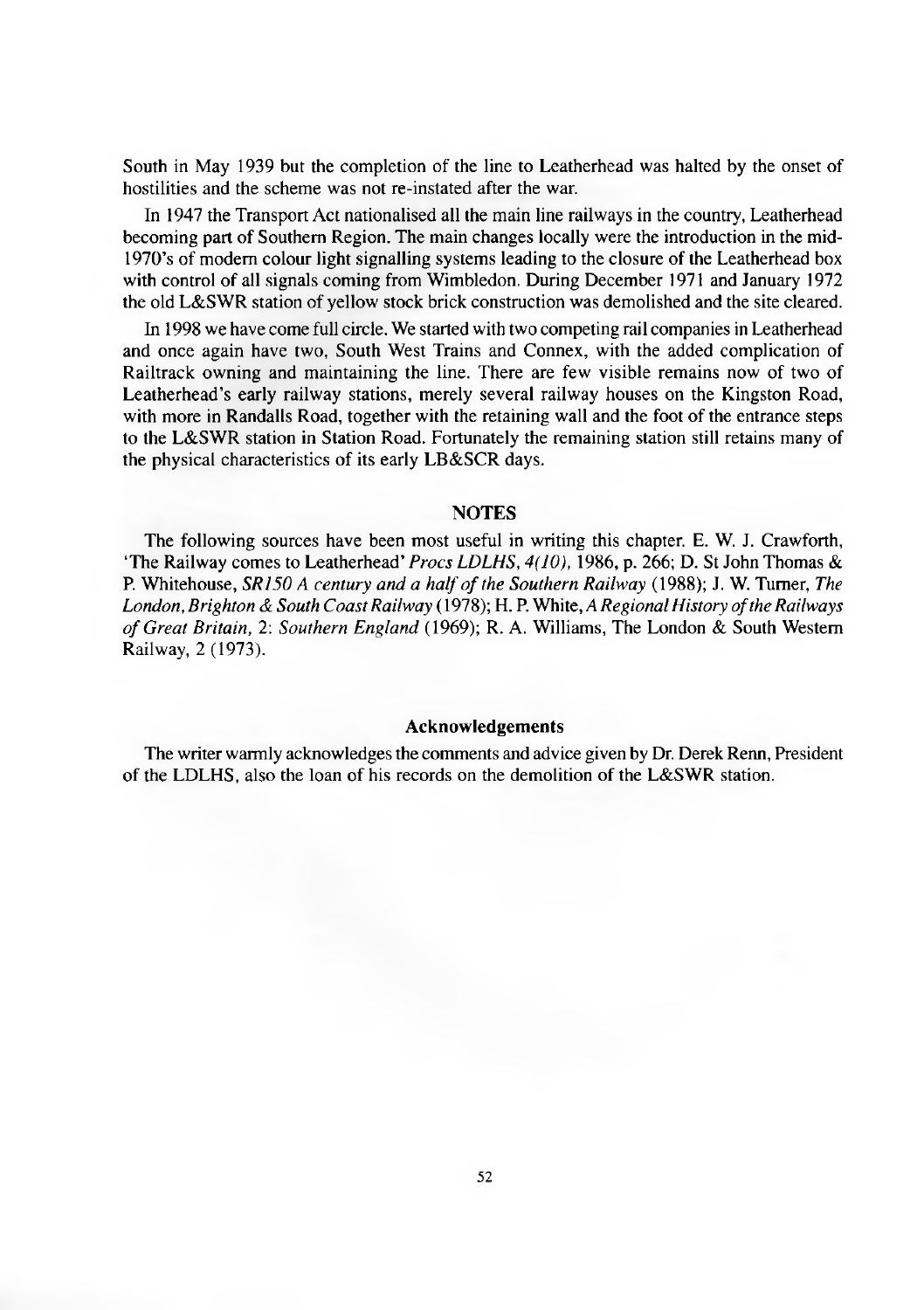South in May 1939 but the completion of the line to Leatherhead was halted by the onset of hostilities and the scheme was not re-instated after the war.

In 1947 the Transport Act nationalised all the main line railways in the country, Leatherhead becoming part of Southern Region. The main changes locally were the introduction in the mid-1970's of modern colour light signalling systems leading to the closure of the Leatherhead box with control of all signals coming from Wimbledon. During December 1971 and January 1972 the old L&SWR station of yellow stock brick construction was demolished and the site cleared.

In 1998 we have come full circle. We started with two competing rail companies in Leatherhead and once again have two, South West Trains and Connex, with the added complication of Railtrack owning and maintaining the line. There are few visible remains now of two of Leatherhead's early railway stations, merely several railway houses on the Kingston Road, with more in Randalls Road, together with the retaining wall and the foot of the entrance steps to the L&SWR station in Station Road. Fortunately the remaining station still retains many of the physical characteristics of its early LB&SCR days.

## NOTES

The following sources have been most useful in writing this chapter. E. W. J. Crawforth, 'The Railway comes to Leatherhead' *Procs LDLHS, 4(10)*, 1986, p. 266; D. St John Thomas & P. Whitehouse, *SR150 A century and a half of the Southern Railway* (1988); J. W. Turner, *The London, Brighton & South Coast Railway* (1978); H. P. White, *A Regional History of the Railways of Great Britain,* 2: *Southern England* (1969); R. A. Williams, The London & South Western Railway, 2 (1973).

### Acknowledgements

The writer warmly acknowledges the comments and advice given by Dr. Derek Renn, President of the LDLHS, also the loan of his records on the demolition of the L&SWR station.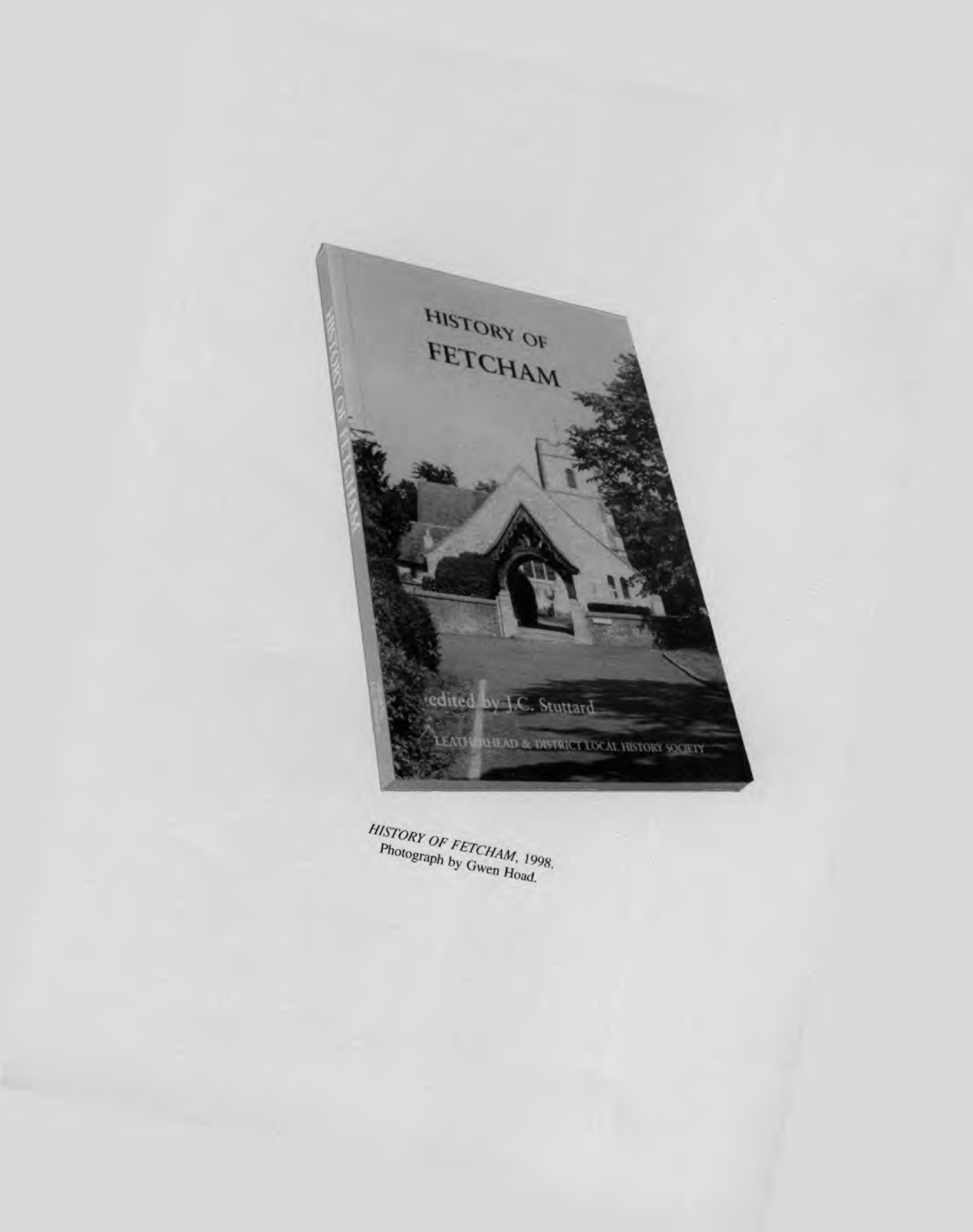*HISTORY OF FETCHAM*, 1998.
Photograph by Gwen Hoad.